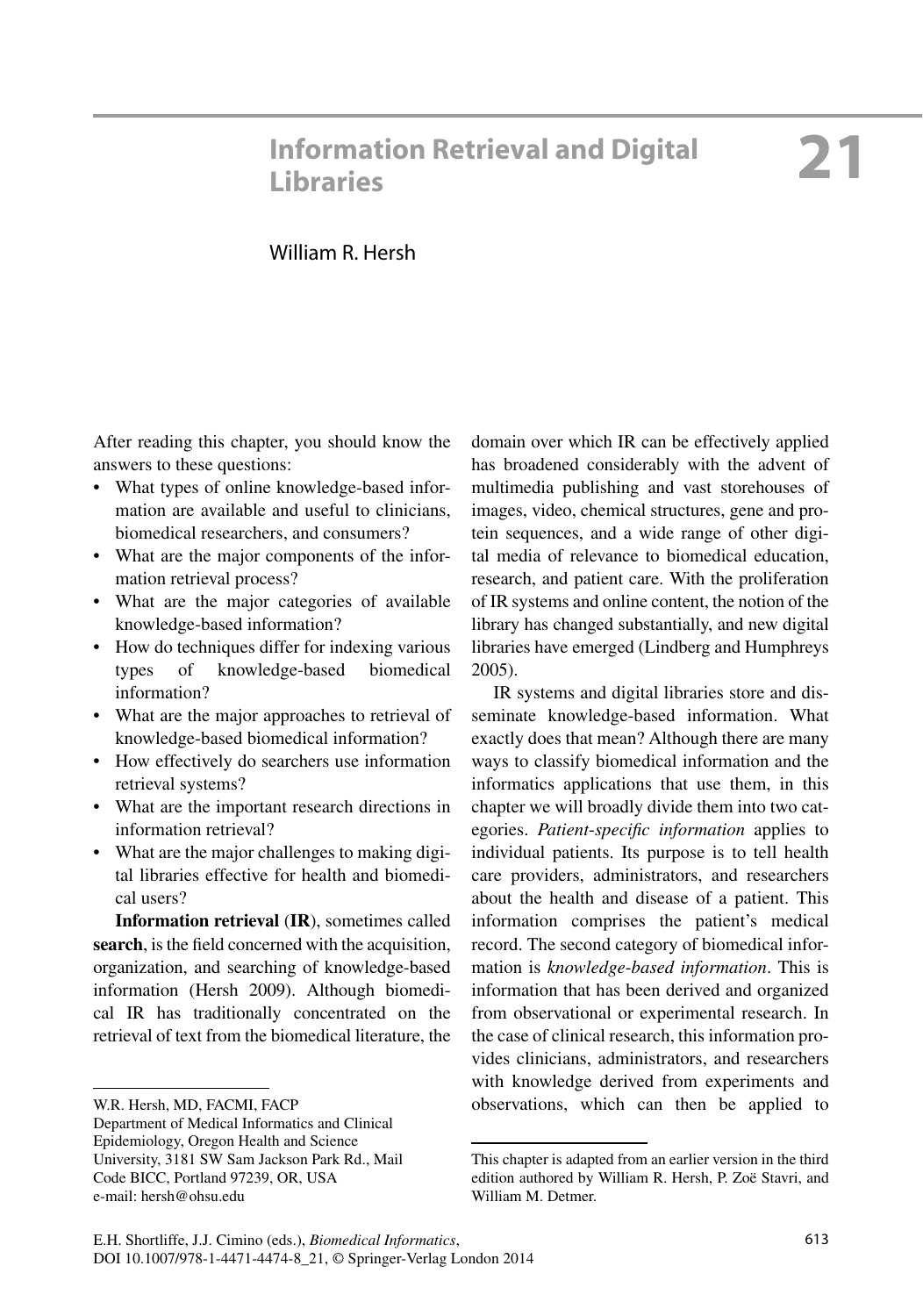# 21 Information Retrieval and Digital Libraries

William R. Hersh

After reading this chapter, you should know the answers to these questions:

- What types of online knowledge-based information are available and useful to clinicians, biomedical researchers, and consumers?
- What are the major components of the information retrieval process?
- What are the major categories of available knowledge-based information?
- How do techniques differ for indexing various types of knowledge-based biomedical information?
- What are the major approaches to retrieval of knowledge-based biomedical information?
- How effectively do searchers use information retrieval systems?
- What are the important research directions in information retrieval?
- What are the major challenges to making digital libraries effective for health and biomedical users?

**Information retrieval** (**IR**), sometimes called **search**, is the field concerned with the acquisition, organization, and searching of knowledge-based information (Hersh 2009). Although biomedical IR has traditionally concentrated on the retrieval of text from the biomedical literature, the domain over which IR can be effectively applied has broadened considerably with the advent of multimedia publishing and vast storehouses of images, video, chemical structures, gene and protein sequences, and a wide range of other digital media of relevance to biomedical education, research, and patient care. With the proliferation of IR systems and online content, the notion of the library has changed substantially, and new digital libraries have emerged (Lindberg and Humphreys 2005).

IR systems and digital libraries store and disseminate knowledge-based information. What exactly does that mean? Although there are many ways to classify biomedical information and the informatics applications that use them, in this chapter we will broadly divide them into two categories. *Patient-specific information* applies to individual patients. Its purpose is to tell health care providers, administrators, and researchers about the health and disease of a patient. This information comprises the patient's medical record. The second category of biomedical information is *knowledge-based information*. This is information that has been derived and organized from observational or experimental research. In the case of clinical research, this information provides clinicians, administrators, and researchers with knowledge derived from experiments and observations, which can then be applied to

W.R. Hersh, MD, FACMI, FACP
Department of Medical Informatics and Clinical Epidemiology, Oregon Health and Science University, 3181 SW Sam Jackson Park Rd., Mail Code BICC, Portland 97239, OR, USA
e-mail: hersh@ohsu.edu

This chapter is adapted from an earlier version in the third edition authored by William R. Hersh, P. Zoë Stavri, and William M. Detmer.

E.H. Shortliffe, J.J. Cimino (eds.), *Biomedical Informatics*,
DOI 10.1007/978-1-4471-4474-8_21, © Springer-Verlag London 2014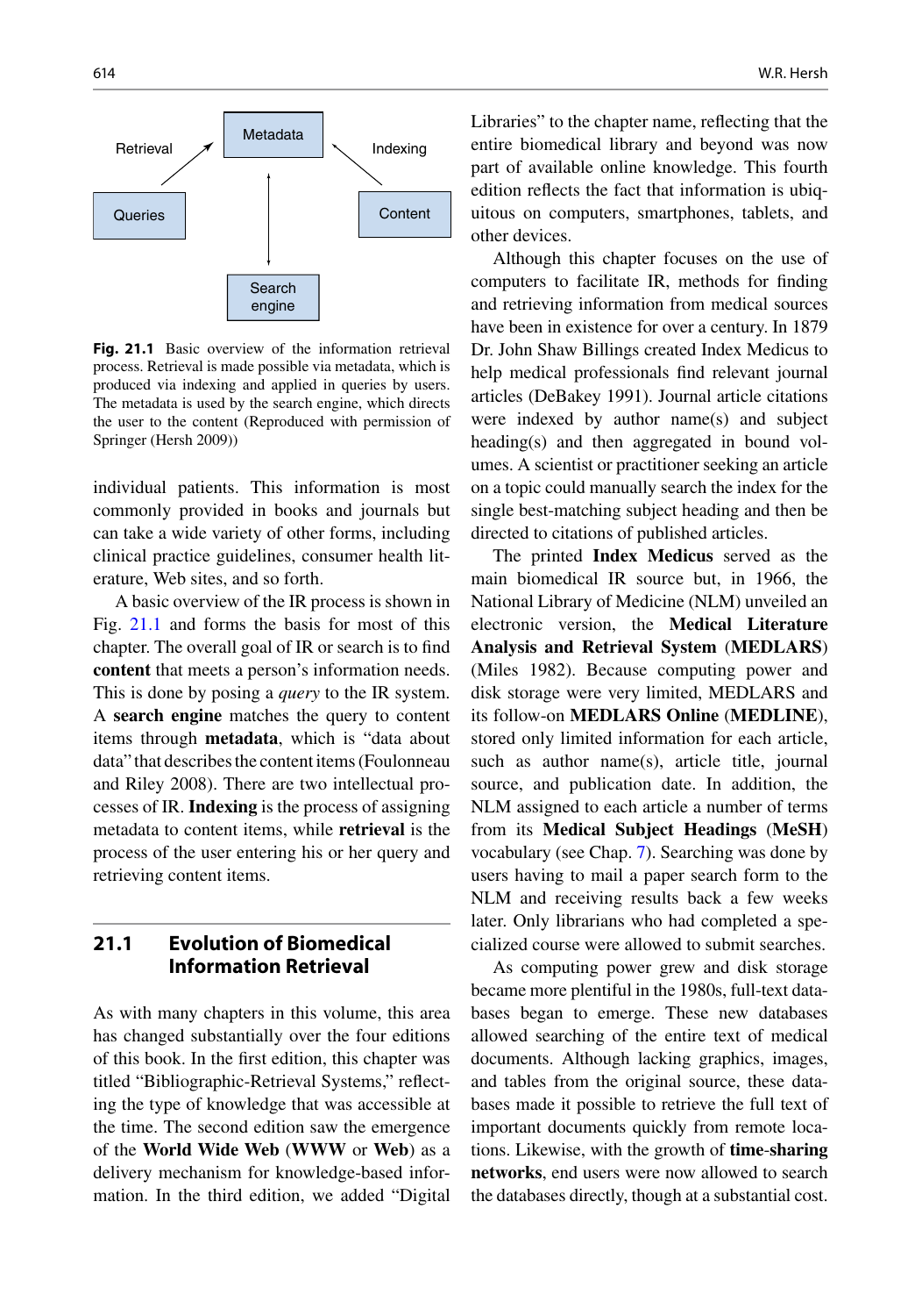Retrieval

Metadata

Indexing

Queries

Content

Search engine

**Fig. 21.1** Basic overview of the information retrieval process. Retrieval is made possible via metadata, which is produced via indexing and applied in queries by users. The metadata is used by the search engine, which directs the user to the content (Reproduced with permission of Springer (Hersh 2009))

individual patients. This information is most commonly provided in books and journals but can take a wide variety of other forms, including clinical practice guidelines, consumer health literature, Web sites, and so forth.

A basic overview of the IR process is shown in Fig. 21.1 and forms the basis for most of this chapter. The overall goal of IR or search is to find **content** that meets a person's information needs. This is done by posing a *query* to the IR system. A **search engine** matches the query to content items through **metadata**, which is "data about data" that describes the content items (Foulonneau and Riley 2008). There are two intellectual processes of IR. **Indexing** is the process of assigning metadata to content items, while **retrieval** is the process of the user entering his or her query and retrieving content items.

## 21.1 Evolution of Biomedical Information Retrieval

As with many chapters in this volume, this area has changed substantially over the four editions of this book. In the first edition, this chapter was titled "Bibliographic-Retrieval Systems," reflecting the type of knowledge that was accessible at the time. The second edition saw the emergence of the **World Wide Web** (**WWW** or **Web**) as a delivery mechanism for knowledge-based information. In the third edition, we added "Digital Libraries" to the chapter name, reflecting that the entire biomedical library and beyond was now part of available online knowledge. This fourth edition reflects the fact that information is ubiquitous on computers, smartphones, tablets, and other devices.

Although this chapter focuses on the use of computers to facilitate IR, methods for finding and retrieving information from medical sources have been in existence for over a century. In 1879 Dr. John Shaw Billings created Index Medicus to help medical professionals find relevant journal articles (DeBakey 1991). Journal article citations were indexed by author name(s) and subject heading(s) and then aggregated in bound volumes. A scientist or practitioner seeking an article on a topic could manually search the index for the single best-matching subject heading and then be directed to citations of published articles.

The printed **Index Medicus** served as the main biomedical IR source but, in 1966, the National Library of Medicine (NLM) unveiled an electronic version, the **Medical Literature Analysis and Retrieval System** (**MEDLARS**) (Miles 1982). Because computing power and disk storage were very limited, MEDLARS and its follow-on **MEDLARS Online** (**MEDLINE**), stored only limited information for each article, such as author name(s), article title, journal source, and publication date. In addition, the NLM assigned to each article a number of terms from its **Medical Subject Headings** (**MeSH**) vocabulary (see Chap. 7). Searching was done by users having to mail a paper search form to the NLM and receiving results back a few weeks later. Only librarians who had completed a specialized course were allowed to submit searches.

As computing power grew and disk storage became more plentiful in the 1980s, full-text databases began to emerge. These new databases allowed searching of the entire text of medical documents. Although lacking graphics, images, and tables from the original source, these databases made it possible to retrieve the full text of important documents quickly from remote locations. Likewise, with the growth of **time-sharing networks**, end users were now allowed to search the databases directly, though at a substantial cost.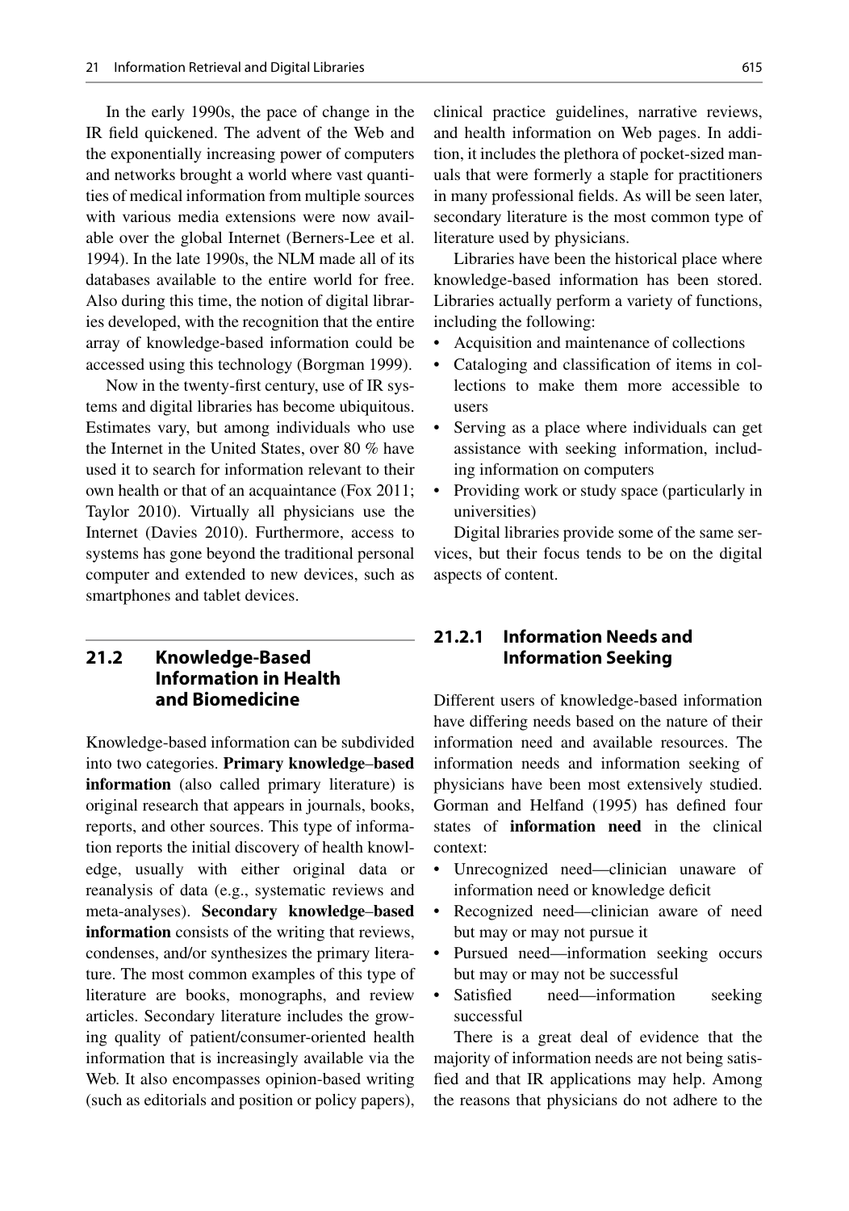In the early 1990s, the pace of change in the IR field quickened. The advent of the Web and the exponentially increasing power of computers and networks brought a world where vast quantities of medical information from multiple sources with various media extensions were now available over the global Internet (Berners-Lee et al. 1994). In the late 1990s, the NLM made all of its databases available to the entire world for free. Also during this time, the notion of digital libraries developed, with the recognition that the entire array of knowledge-based information could be accessed using this technology (Borgman 1999).

Now in the twenty-first century, use of IR systems and digital libraries has become ubiquitous. Estimates vary, but among individuals who use the Internet in the United States, over 80 % have used it to search for information relevant to their own health or that of an acquaintance (Fox 2011; Taylor 2010). Virtually all physicians use the Internet (Davies 2010). Furthermore, access to systems has gone beyond the traditional personal computer and extended to new devices, such as smartphones and tablet devices.

## 21.2 Knowledge-Based Information in Health and Biomedicine

Knowledge-based information can be subdivided into two categories. **Primary knowledge–based information** (also called primary literature) is original research that appears in journals, books, reports, and other sources. This type of information reports the initial discovery of health knowledge, usually with either original data or reanalysis of data (e.g., systematic reviews and meta-analyses). **Secondary knowledge–based information** consists of the writing that reviews, condenses, and/or synthesizes the primary literature. The most common examples of this type of literature are books, monographs, and review articles. Secondary literature includes the growing quality of patient/consumer-oriented health information that is increasingly available via the Web. It also encompasses opinion-based writing (such as editorials and position or policy papers), clinical practice guidelines, narrative reviews, and health information on Web pages. In addition, it includes the plethora of pocket-sized manuals that were formerly a staple for practitioners in many professional fields. As will be seen later, secondary literature is the most common type of literature used by physicians.

Libraries have been the historical place where knowledge-based information has been stored. Libraries actually perform a variety of functions, including the following:

- Acquisition and maintenance of collections
- Cataloging and classification of items in collections to make them more accessible to users
- Serving as a place where individuals can get assistance with seeking information, including information on computers
- Providing work or study space (particularly in universities)

Digital libraries provide some of the same services, but their focus tends to be on the digital aspects of content.

### 21.2.1 Information Needs and Information Seeking

Different users of knowledge-based information have differing needs based on the nature of their information need and available resources. The information needs and information seeking of physicians have been most extensively studied. Gorman and Helfand (1995) has defined four states of **information need** in the clinical context:

- Unrecognized need—clinician unaware of information need or knowledge deficit
- Recognized need—clinician aware of need but may or may not pursue it
- Pursued need—information seeking occurs but may or may not be successful
- Satisfied need—information seeking successful

There is a great deal of evidence that the majority of information needs are not being satisfied and that IR applications may help. Among the reasons that physicians do not adhere to the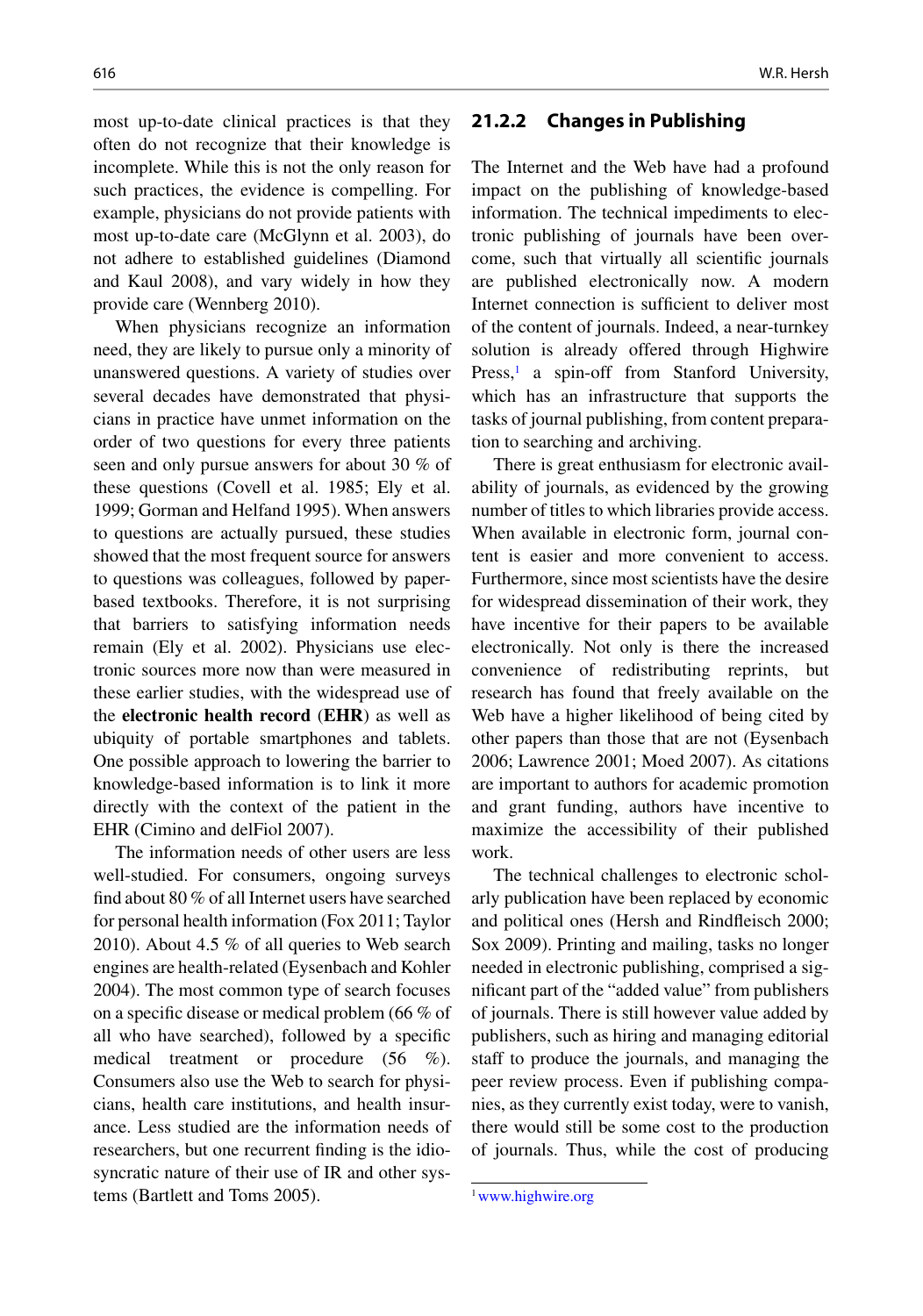most up-to-date clinical practices is that they often do not recognize that their knowledge is incomplete. While this is not the only reason for such practices, the evidence is compelling. For example, physicians do not provide patients with most up-to-date care (McGlynn et al. 2003), do not adhere to established guidelines (Diamond and Kaul 2008), and vary widely in how they provide care (Wennberg 2010).

When physicians recognize an information need, they are likely to pursue only a minority of unanswered questions. A variety of studies over several decades have demonstrated that physicians in practice have unmet information on the order of two questions for every three patients seen and only pursue answers for about 30 % of these questions (Covell et al. 1985; Ely et al. 1999; Gorman and Helfand 1995). When answers to questions are actually pursued, these studies showed that the most frequent source for answers to questions was colleagues, followed by paper-based textbooks. Therefore, it is not surprising that barriers to satisfying information needs remain (Ely et al. 2002). Physicians use electronic sources more now than were measured in these earlier studies, with the widespread use of the **electronic health record** (**EHR**) as well as ubiquity of portable smartphones and tablets. One possible approach to lowering the barrier to knowledge-based information is to link it more directly with the context of the patient in the EHR (Cimino and delFiol 2007).

The information needs of other users are less well-studied. For consumers, ongoing surveys find about 80 % of all Internet users have searched for personal health information (Fox 2011; Taylor 2010). About 4.5 % of all queries to Web search engines are health-related (Eysenbach and Kohler 2004). The most common type of search focuses on a specific disease or medical problem (66 % of all who have searched), followed by a specific medical treatment or procedure (56 %). Consumers also use the Web to search for physicians, health care institutions, and health insurance. Less studied are the information needs of researchers, but one recurrent finding is the idiosyncratic nature of their use of IR and other systems (Bartlett and Toms 2005).

### 21.2.2 Changes in Publishing

The Internet and the Web have had a profound impact on the publishing of knowledge-based information. The technical impediments to electronic publishing of journals have been overcome, such that virtually all scientific journals are published electronically now. A modern Internet connection is sufficient to deliver most of the content of journals. Indeed, a near-turnkey solution is already offered through Highwire Press,[1] a spin-off from Stanford University, which has an infrastructure that supports the tasks of journal publishing, from content preparation to searching and archiving.

There is great enthusiasm for electronic availability of journals, as evidenced by the growing number of titles to which libraries provide access. When available in electronic form, journal content is easier and more convenient to access. Furthermore, since most scientists have the desire for widespread dissemination of their work, they have incentive for their papers to be available electronically. Not only is there the increased convenience of redistributing reprints, but research has found that freely available on the Web have a higher likelihood of being cited by other papers than those that are not (Eysenbach 2006; Lawrence 2001; Moed 2007). As citations are important to authors for academic promotion and grant funding, authors have incentive to maximize the accessibility of their published work.

The technical challenges to electronic scholarly publication have been replaced by economic and political ones (Hersh and Rindfleisch 2000; Sox 2009). Printing and mailing, tasks no longer needed in electronic publishing, comprised a significant part of the "added value" from publishers of journals. There is still however value added by publishers, such as hiring and managing editorial staff to produce the journals, and managing the peer review process. Even if publishing companies, as they currently exist today, were to vanish, there would still be some cost to the production of journals. Thus, while the cost of producing

[1] www.highwire.org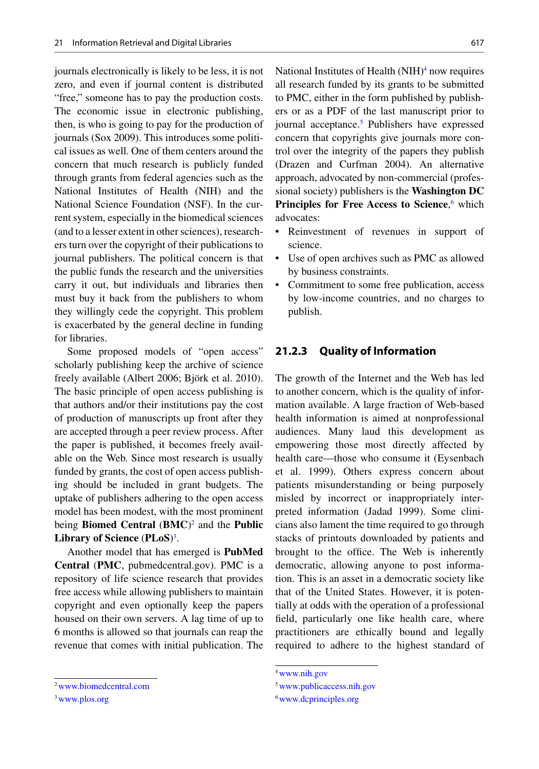journals electronically is likely to be less, it is not zero, and even if journal content is distributed "free," someone has to pay the production costs. The economic issue in electronic publishing, then, is who is going to pay for the production of journals (Sox 2009). This introduces some political issues as well. One of them centers around the concern that much research is publicly funded through grants from federal agencies such as the National Institutes of Health (NIH) and the National Science Foundation (NSF). In the current system, especially in the biomedical sciences (and to a lesser extent in other sciences), researchers turn over the copyright of their publications to journal publishers. The political concern is that the public funds the research and the universities carry it out, but individuals and libraries then must buy it back from the publishers to whom they willingly cede the copyright. This problem is exacerbated by the general decline in funding for libraries.

Some proposed models of "open access" scholarly publishing keep the archive of science freely available (Albert 2006; Björk et al. 2010). The basic principle of open access publishing is that authors and/or their institutions pay the cost of production of manuscripts up front after they are accepted through a peer review process. After the paper is published, it becomes freely available on the Web. Since most research is usually funded by grants, the cost of open access publishing should be included in grant budgets. The uptake of publishers adhering to the open access model has been modest, with the most prominent being **Biomed Central** (**BMC**)[2] and the **Public Library of Science** (**PLoS**)[3].

Another model that has emerged is **PubMed Central** (**PMC**, pubmedcentral.gov). PMC is a repository of life science research that provides free access while allowing publishers to maintain copyright and even optionally keep the papers housed on their own servers. A lag time of up to 6 months is allowed so that journals can reap the revenue that comes with initial publication. The National Institutes of Health (NIH)[4] now requires all research funded by its grants to be submitted to PMC, either in the form published by publishers or as a PDF of the last manuscript prior to journal acceptance.[5] Publishers have expressed concern that copyrights give journals more control over the integrity of the papers they publish (Drazen and Curfman 2004). An alternative approach, advocated by non-commercial (professional society) publishers is the **Washington DC Principles for Free Access to Science**,[6] which advocates:

- Reinvestment of revenues in support of science.
- Use of open archives such as PMC as allowed by business constraints.
- Commitment to some free publication, access by low-income countries, and no charges to publish.

### 21.2.3 Quality of Information

The growth of the Internet and the Web has led to another concern, which is the quality of information available. A large fraction of Web-based health information is aimed at nonprofessional audiences. Many laud this development as empowering those most directly affected by health care—those who consume it (Eysenbach et al. 1999). Others express concern about patients misunderstanding or being purposely misled by incorrect or inappropriately interpreted information (Jadad 1999). Some clinicians also lament the time required to go through stacks of printouts downloaded by patients and brought to the office. The Web is inherently democratic, allowing anyone to post information. This is an asset in a democratic society like that of the United States. However, it is potentially at odds with the operation of a professional field, particularly one like health care, where practitioners are ethically bound and legally required to adhere to the highest standard of

---

[2] www.biomedcentral.com

[3] www.plos.org

[4] www.nih.gov

[5] www.publicaccess.nih.gov

[6] www.dcprinciples.org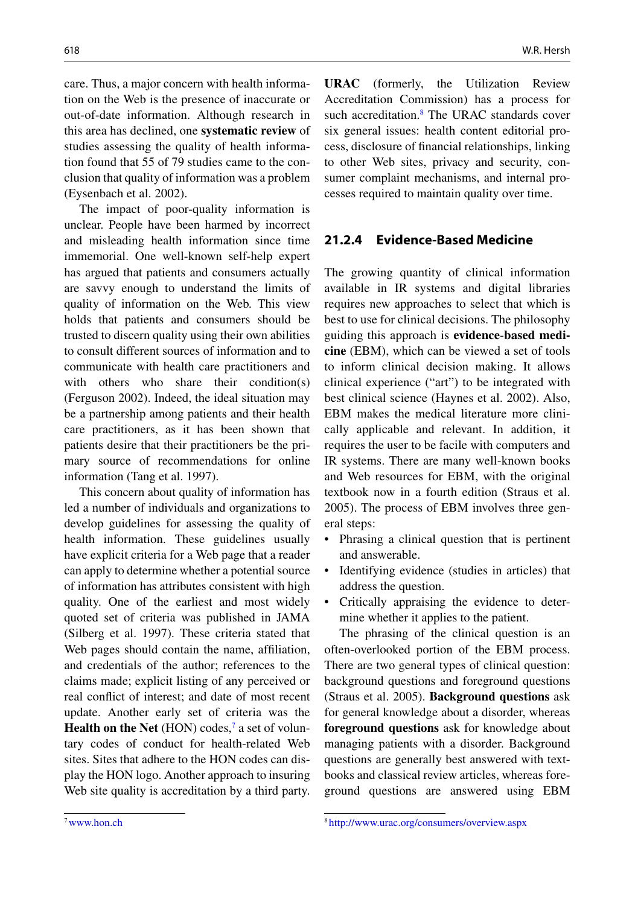care. Thus, a major concern with health information on the Web is the presence of inaccurate or out-of-date information. Although research in this area has declined, one **systematic review** of studies assessing the quality of health information found that 55 of 79 studies came to the conclusion that quality of information was a problem (Eysenbach et al. 2002).

The impact of poor-quality information is unclear. People have been harmed by incorrect and misleading health information since time immemorial. One well-known self-help expert has argued that patients and consumers actually are savvy enough to understand the limits of quality of information on the Web. This view holds that patients and consumers should be trusted to discern quality using their own abilities to consult different sources of information and to communicate with health care practitioners and with others who share their condition(s) (Ferguson 2002). Indeed, the ideal situation may be a partnership among patients and their health care practitioners, as it has been shown that patients desire that their practitioners be the primary source of recommendations for online information (Tang et al. 1997).

This concern about quality of information has led a number of individuals and organizations to develop guidelines for assessing the quality of health information. These guidelines usually have explicit criteria for a Web page that a reader can apply to determine whether a potential source of information has attributes consistent with high quality. One of the earliest and most widely quoted set of criteria was published in JAMA (Silberg et al. 1997). These criteria stated that Web pages should contain the name, affiliation, and credentials of the author; references to the claims made; explicit listing of any perceived or real conflict of interest; and date of most recent update. Another early set of criteria was the **Health on the Net** (HON) codes,[7] a set of voluntary codes of conduct for health-related Web sites. Sites that adhere to the HON codes can display the HON logo. Another approach to insuring Web site quality is accreditation by a third party. **URAC** (formerly, the Utilization Review Accreditation Commission) has a process for such accreditation.[8] The URAC standards cover six general issues: health content editorial process, disclosure of financial relationships, linking to other Web sites, privacy and security, consumer complaint mechanisms, and internal processes required to maintain quality over time.

### 21.2.4 Evidence-Based Medicine

The growing quantity of clinical information available in IR systems and digital libraries requires new approaches to select that which is best to use for clinical decisions. The philosophy guiding this approach is **evidence-based medicine** (EBM), which can be viewed a set of tools to inform clinical decision making. It allows clinical experience ("art") to be integrated with best clinical science (Haynes et al. 2002). Also, EBM makes the medical literature more clinically applicable and relevant. In addition, it requires the user to be facile with computers and IR systems. There are many well-known books and Web resources for EBM, with the original textbook now in a fourth edition (Straus et al. 2005). The process of EBM involves three general steps:

- Phrasing a clinical question that is pertinent and answerable.
- Identifying evidence (studies in articles) that address the question.
- Critically appraising the evidence to determine whether it applies to the patient.

The phrasing of the clinical question is an often-overlooked portion of the EBM process. There are two general types of clinical question: background questions and foreground questions (Straus et al. 2005). **Background questions** ask for general knowledge about a disorder, whereas **foreground questions** ask for knowledge about managing patients with a disorder. Background questions are generally best answered with textbooks and classical review articles, whereas foreground questions are answered using EBM

[7] www.hon.ch

[8] http://www.urac.org/consumers/overview.aspx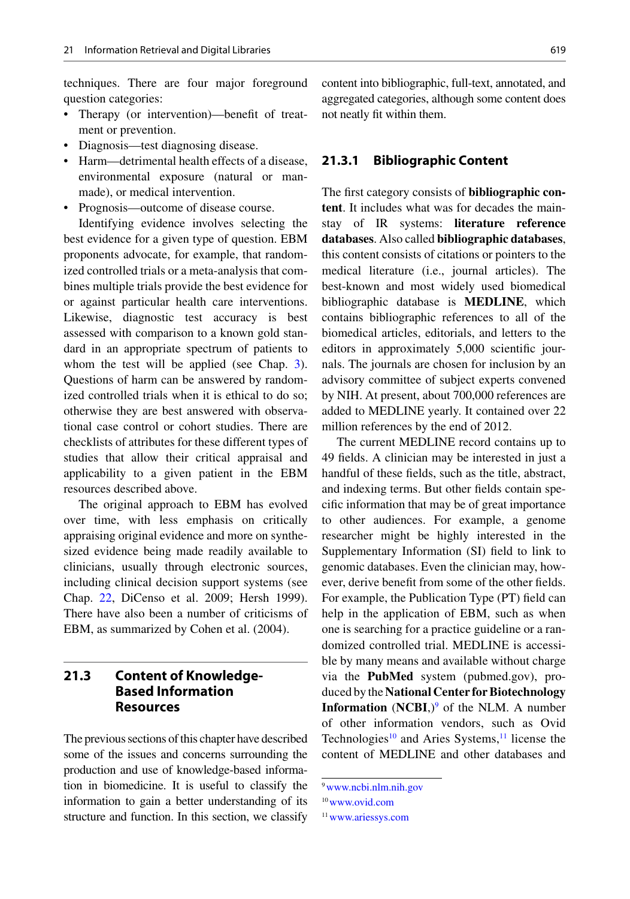techniques. There are four major foreground question categories:

- Therapy (or intervention)—benefit of treatment or prevention.
- Diagnosis—test diagnosing disease.
- Harm—detrimental health effects of a disease, environmental exposure (natural or man-made), or medical intervention.
- Prognosis—outcome of disease course.

Identifying evidence involves selecting the best evidence for a given type of question. EBM proponents advocate, for example, that randomized controlled trials or a meta-analysis that combines multiple trials provide the best evidence for or against particular health care interventions. Likewise, diagnostic test accuracy is best assessed with comparison to a known gold standard in an appropriate spectrum of patients to whom the test will be applied (see Chap. 3). Questions of harm can be answered by randomized controlled trials when it is ethical to do so; otherwise they are best answered with observational case control or cohort studies. There are checklists of attributes for these different types of studies that allow their critical appraisal and applicability to a given patient in the EBM resources described above.

The original approach to EBM has evolved over time, with less emphasis on critically appraising original evidence and more on synthesized evidence being made readily available to clinicians, usually through electronic sources, including clinical decision support systems (see Chap. 22, DiCenso et al. 2009; Hersh 1999). There have also been a number of criticisms of EBM, as summarized by Cohen et al. (2004).

## 21.3 Content of Knowledge-Based Information Resources

The previous sections of this chapter have described some of the issues and concerns surrounding the production and use of knowledge-based information in biomedicine. It is useful to classify the information to gain a better understanding of its structure and function. In this section, we classify content into bibliographic, full-text, annotated, and aggregated categories, although some content does not neatly fit within them.

### 21.3.1 Bibliographic Content

The first category consists of **bibliographic content**. It includes what was for decades the mainstay of IR systems: **literature reference databases**. Also called **bibliographic databases**, this content consists of citations or pointers to the medical literature (i.e., journal articles). The best-known and most widely used biomedical bibliographic database is **MEDLINE**, which contains bibliographic references to all of the biomedical articles, editorials, and letters to the editors in approximately 5,000 scientific journals. The journals are chosen for inclusion by an advisory committee of subject experts convened by NIH. At present, about 700,000 references are added to MEDLINE yearly. It contained over 22 million references by the end of 2012.

The current MEDLINE record contains up to 49 fields. A clinician may be interested in just a handful of these fields, such as the title, abstract, and indexing terms. But other fields contain specific information that may be of great importance to other audiences. For example, a genome researcher might be highly interested in the Supplementary Information (SI) field to link to genomic databases. Even the clinician may, however, derive benefit from some of the other fields. For example, the Publication Type (PT) field can help in the application of EBM, such as when one is searching for a practice guideline or a randomized controlled trial. MEDLINE is accessible by many means and available without charge via the **PubMed** system (pubmed.gov), produced by the **National Center for Biotechnology Information** (**NCBI**,)[9] of the NLM. A number of other information vendors, such as Ovid Technologies[10] and Aries Systems,[11] license the content of MEDLINE and other databases and

---

[9] www.ncbi.nlm.nih.gov

[10] www.ovid.com

[11] www.ariessys.com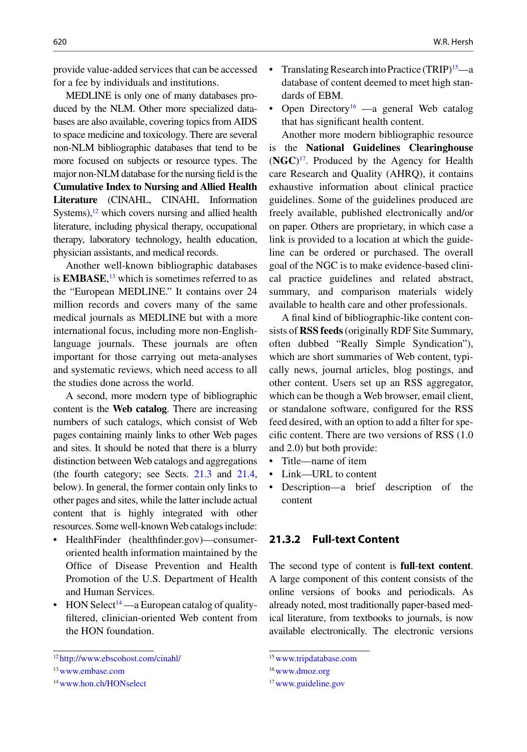provide value-added services that can be accessed for a fee by individuals and institutions.

MEDLINE is only one of many databases produced by the NLM. Other more specialized databases are also available, covering topics from AIDS to space medicine and toxicology. There are several non-NLM bibliographic databases that tend to be more focused on subjects or resource types. The major non-NLM database for the nursing field is the **Cumulative Index to Nursing and Allied Health Literature** (CINAHL, CINAHL Information Systems),[12] which covers nursing and allied health literature, including physical therapy, occupational therapy, laboratory technology, health education, physician assistants, and medical records.

Another well-known bibliographic databases is **EMBASE**,[13] which is sometimes referred to as the "European MEDLINE." It contains over 24 million records and covers many of the same medical journals as MEDLINE but with a more international focus, including more non-English-language journals. These journals are often important for those carrying out meta-analyses and systematic reviews, which need access to all the studies done across the world.

A second, more modern type of bibliographic content is the **Web catalog**. There are increasing numbers of such catalogs, which consist of Web pages containing mainly links to other Web pages and sites. It should be noted that there is a blurry distinction between Web catalogs and aggregations (the fourth category; see Sects. 21.3 and 21.4, below). In general, the former contain only links to other pages and sites, while the latter include actual content that is highly integrated with other resources. Some well-known Web catalogs include:

- HealthFinder (healthfinder.gov)—consumer-oriented health information maintained by the Office of Disease Prevention and Health Promotion of the U.S. Department of Health and Human Services.
- HON Select[14] —a European catalog of quality-filtered, clinician-oriented Web content from the HON foundation.
- Translating Research into Practice (TRIP)[15]—a database of content deemed to meet high standards of EBM.
- Open Directory[16] —a general Web catalog that has significant health content.

Another more modern bibliographic resource is the **National Guidelines Clearinghouse** (**NGC**)[17]. Produced by the Agency for Health care Research and Quality (AHRQ), it contains exhaustive information about clinical practice guidelines. Some of the guidelines produced are freely available, published electronically and/or on paper. Others are proprietary, in which case a link is provided to a location at which the guideline can be ordered or purchased. The overall goal of the NGC is to make evidence-based clinical practice guidelines and related abstract, summary, and comparison materials widely available to health care and other professionals.

A final kind of bibliographic-like content consists of **RSS feeds** (originally RDF Site Summary, often dubbed "Really Simple Syndication"), which are short summaries of Web content, typically news, journal articles, blog postings, and other content. Users set up an RSS aggregator, which can be though a Web browser, email client, or standalone software, configured for the RSS feed desired, with an option to add a filter for specific content. There are two versions of RSS (1.0 and 2.0) but both provide:

- Title—name of item
- Link—URL to content
- Description—a brief description of the content

### 21.3.2 Full-text Content

The second type of content is **full-text content**. A large component of this content consists of the online versions of books and periodicals. As already noted, most traditionally paper-based medical literature, from textbooks to journals, is now available electronically. The electronic versions

---

[12] http://www.ebscohost.com/cinahl/

[13] www.embase.com

[14] www.hon.ch/HONselect

[15] www.tripdatabase.com

[16] www.dmoz.org

[17] www.guideline.gov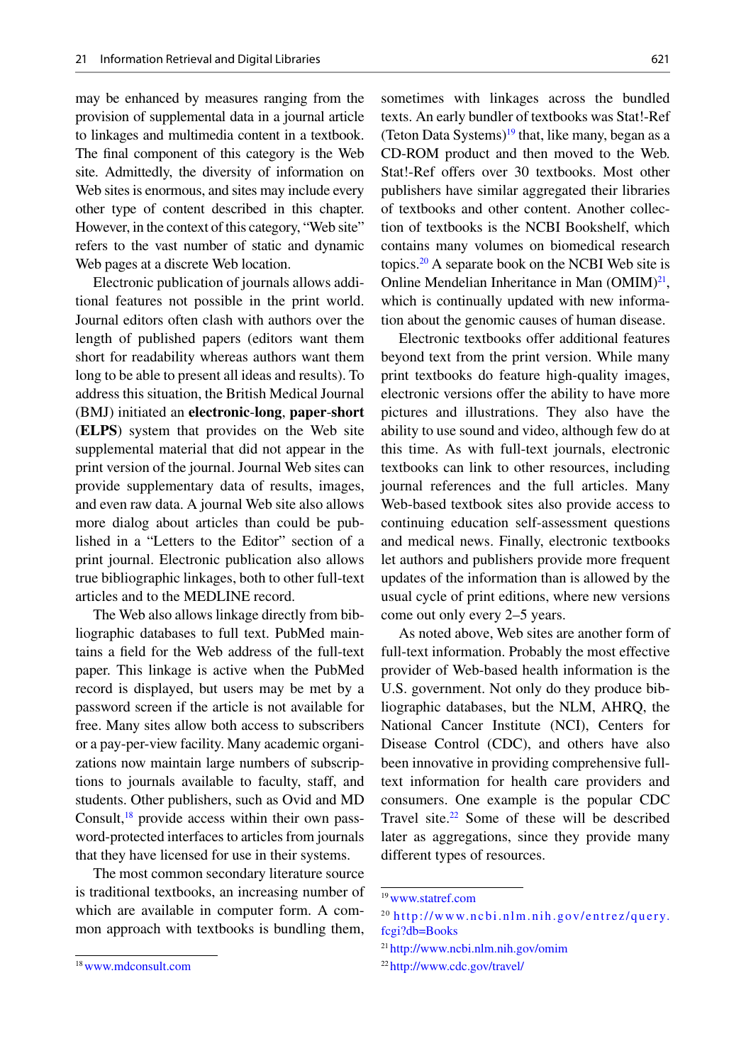may be enhanced by measures ranging from the provision of supplemental data in a journal article to linkages and multimedia content in a textbook. The final component of this category is the Web site. Admittedly, the diversity of information on Web sites is enormous, and sites may include every other type of content described in this chapter. However, in the context of this category, "Web site" refers to the vast number of static and dynamic Web pages at a discrete Web location.

Electronic publication of journals allows additional features not possible in the print world. Journal editors often clash with authors over the length of published papers (editors want them short for readability whereas authors want them long to be able to present all ideas and results). To address this situation, the British Medical Journal (BMJ) initiated an **electronic-long**, **paper-short** (**ELPS**) system that provides on the Web site supplemental material that did not appear in the print version of the journal. Journal Web sites can provide supplementary data of results, images, and even raw data. A journal Web site also allows more dialog about articles than could be published in a "Letters to the Editor" section of a print journal. Electronic publication also allows true bibliographic linkages, both to other full-text articles and to the MEDLINE record.

The Web also allows linkage directly from bibliographic databases to full text. PubMed maintains a field for the Web address of the full-text paper. This linkage is active when the PubMed record is displayed, but users may be met by a password screen if the article is not available for free. Many sites allow both access to subscribers or a pay-per-view facility. Many academic organizations now maintain large numbers of subscriptions to journals available to faculty, staff, and students. Other publishers, such as Ovid and MD Consult,[18] provide access within their own password-protected interfaces to articles from journals that they have licensed for use in their systems.

The most common secondary literature source is traditional textbooks, an increasing number of which are available in computer form. A common approach with textbooks is bundling them, sometimes with linkages across the bundled texts. An early bundler of textbooks was Stat!-Ref (Teton Data Systems)[19] that, like many, began as a CD-ROM product and then moved to the Web. Stat!-Ref offers over 30 textbooks. Most other publishers have similar aggregated their libraries of textbooks and other content. Another collection of textbooks is the NCBI Bookshelf, which contains many volumes on biomedical research topics.[20] A separate book on the NCBI Web site is Online Mendelian Inheritance in Man (OMIM)[21], which is continually updated with new information about the genomic causes of human disease.

Electronic textbooks offer additional features beyond text from the print version. While many print textbooks do feature high-quality images, electronic versions offer the ability to have more pictures and illustrations. They also have the ability to use sound and video, although few do at this time. As with full-text journals, electronic textbooks can link to other resources, including journal references and the full articles. Many Web-based textbook sites also provide access to continuing education self-assessment questions and medical news. Finally, electronic textbooks let authors and publishers provide more frequent updates of the information than is allowed by the usual cycle of print editions, where new versions come out only every 2–5 years.

As noted above, Web sites are another form of full-text information. Probably the most effective provider of Web-based health information is the U.S. government. Not only do they produce bibliographic databases, but the NLM, AHRQ, the National Cancer Institute (NCI), Centers for Disease Control (CDC), and others have also been innovative in providing comprehensive full-text information for health care providers and consumers. One example is the popular CDC Travel site.[22] Some of these will be described later as aggregations, since they provide many different types of resources.

---

[18] www.mdconsult.com

[19] www.statref.com

[20] http://www.ncbi.nlm.nih.gov/entrez/query.fcgi?db=Books

[21] http://www.ncbi.nlm.nih.gov/omim

[22] http://www.cdc.gov/travel/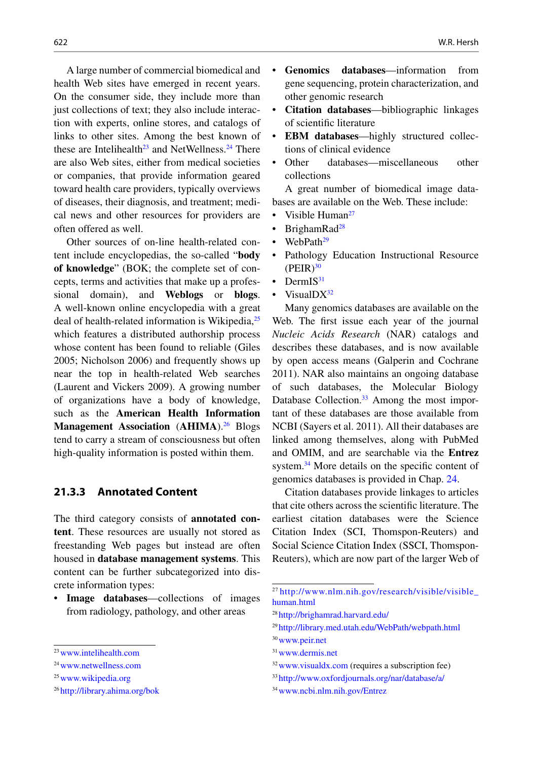A large number of commercial biomedical and health Web sites have emerged in recent years. On the consumer side, they include more than just collections of text; they also include interaction with experts, online stores, and catalogs of links to other sites. Among the best known of these are Intelihealth[23] and NetWellness.[24] There are also Web sites, either from medical societies or companies, that provide information geared toward health care providers, typically overviews of diseases, their diagnosis, and treatment; medical news and other resources for providers are often offered as well.

Other sources of on-line health-related content include encyclopedias, the so-called "**body of knowledge**" (BOK; the complete set of concepts, terms and activities that make up a professional domain), and **Weblogs** or **blogs**. A well-known online encyclopedia with a great deal of health-related information is Wikipedia,[25] which features a distributed authorship process whose content has been found to reliable (Giles 2005; Nicholson 2006) and frequently shows up near the top in health-related Web searches (Laurent and Vickers 2009). A growing number of organizations have a body of knowledge, such as the **American Health Information Management Association** (**AHIMA**).[26] Blogs tend to carry a stream of consciousness but often high-quality information is posted within them.

### 21.3.3 Annotated Content

The third category consists of **annotated content**. These resources are usually not stored as freestanding Web pages but instead are often housed in **database management systems**. This content can be further subcategorized into discrete information types:

- **Image databases**—collections of images from radiology, pathology, and other areas
- **Genomics databases**—information from gene sequencing, protein characterization, and other genomic research
- **Citation databases**—bibliographic linkages of scientific literature
- **EBM databases**—highly structured collections of clinical evidence
- Other databases—miscellaneous other collections

A great number of biomedical image databases are available on the Web. These include:

- Visible Human[27]
- BrighamRad[28]
- WebPath[29]
- Pathology Education Instructional Resource (PEIR)[30]
- DermIS[31]
- VisualDX[32]

Many genomics databases are available on the Web. The first issue each year of the journal *Nucleic Acids Research* (NAR) catalogs and describes these databases, and is now available by open access means (Galperin and Cochrane 2011). NAR also maintains an ongoing database of such databases, the Molecular Biology Database Collection.[33] Among the most important of these databases are those available from NCBI (Sayers et al. 2011). All their databases are linked among themselves, along with PubMed and OMIM, and are searchable via the **Entrez** system.[34] More details on the specific content of genomics databases is provided in Chap. 24.

Citation databases provide linkages to articles that cite others across the scientific literature. The earliest citation databases were the Science Citation Index (SCI, Thomspon-Reuters) and Social Science Citation Index (SSCI, Thomspon-Reuters), which are now part of the larger Web of

---

[23] www.intelihealth.com
[24] www.netwellness.com
[25] www.wikipedia.org
[26] http://library.ahima.org/bok
[27] http://www.nlm.nih.gov/research/visible/visible_human.html
[28] http://brighamrad.harvard.edu/
[29] http://library.med.utah.edu/WebPath/webpath.html
[30] www.peir.net
[31] www.dermis.net
[32] www.visualdx.com (requires a subscription fee)
[33] http://www.oxfordjournals.org/nar/database/a/
[34] www.ncbi.nlm.nih.gov/Entrez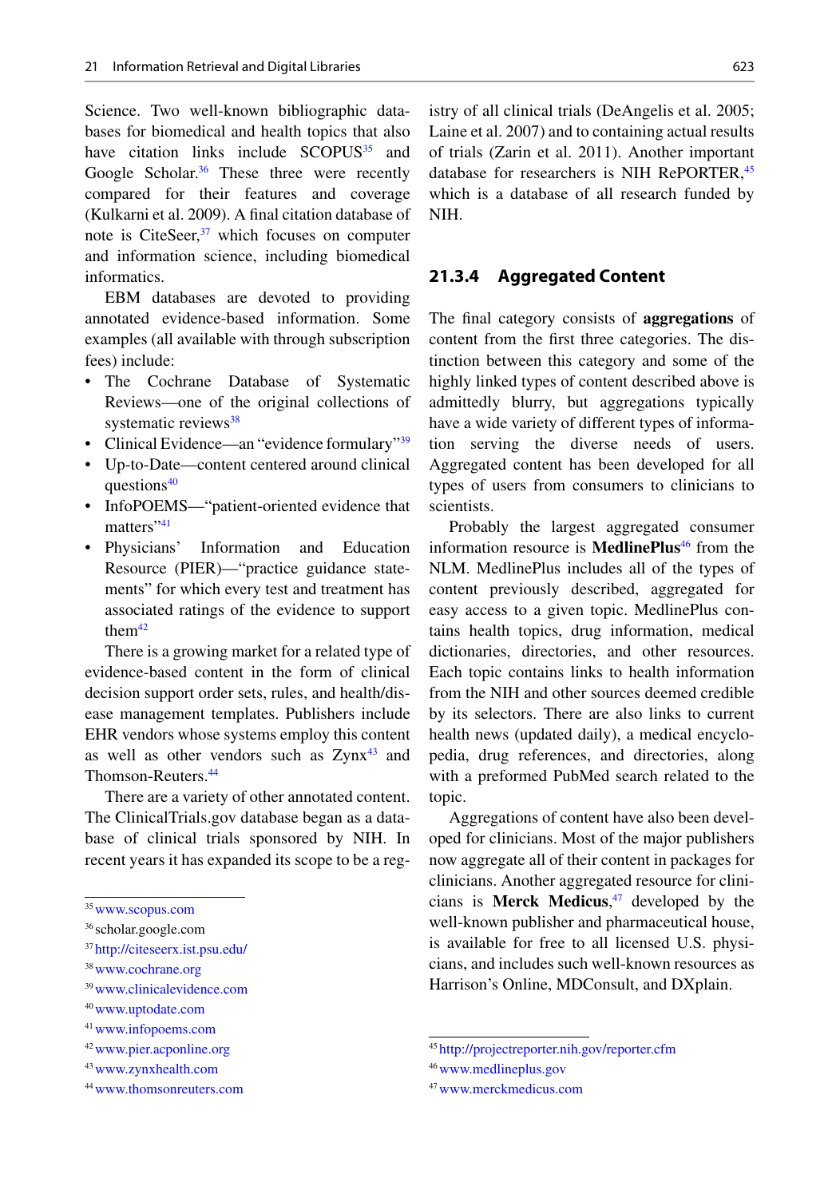Science. Two well-known bibliographic databases for biomedical and health topics that also have citation links include SCOPUS[35] and Google Scholar.[36] These three were recently compared for their features and coverage (Kulkarni et al. 2009). A final citation database of note is CiteSeer,[37] which focuses on computer and information science, including biomedical informatics.

EBM databases are devoted to providing annotated evidence-based information. Some examples (all available with through subscription fees) include:

- The Cochrane Database of Systematic Reviews—one of the original collections of systematic reviews[38]
- Clinical Evidence—an "evidence formulary"[39]
- Up-to-Date—content centered around clinical questions[40]
- InfoPOEMS—"patient-oriented evidence that matters"[41]
- Physicians' Information and Education Resource (PIER)—"practice guidance statements" for which every test and treatment has associated ratings of the evidence to support them[42]

There is a growing market for a related type of evidence-based content in the form of clinical decision support order sets, rules, and health/disease management templates. Publishers include EHR vendors whose systems employ this content as well as other vendors such as Zynx[43] and Thomson-Reuters.[44]

There are a variety of other annotated content. The ClinicalTrials.gov database began as a database of clinical trials sponsored by NIH. In recent years it has expanded its scope to be a registry of all clinical trials (DeAngelis et al. 2005; Laine et al. 2007) and to containing actual results of trials (Zarin et al. 2011). Another important database for researchers is NIH RePORTER,[45] which is a database of all research funded by NIH.

### 21.3.4 Aggregated Content

The final category consists of **aggregations** of content from the first three categories. The distinction between this category and some of the highly linked types of content described above is admittedly blurry, but aggregations typically have a wide variety of different types of information serving the diverse needs of users. Aggregated content has been developed for all types of users from consumers to clinicians to scientists.

Probably the largest aggregated consumer information resource is **MedlinePlus**[46] from the NLM. MedlinePlus includes all of the types of content previously described, aggregated for easy access to a given topic. MedlinePlus contains health topics, drug information, medical dictionaries, directories, and other resources. Each topic contains links to health information from the NIH and other sources deemed credible by its selectors. There are also links to current health news (updated daily), a medical encyclopedia, drug references, and directories, along with a preformed PubMed search related to the topic.

Aggregations of content have also been developed for clinicians. Most of the major publishers now aggregate all of their content in packages for clinicians. Another aggregated resource for clinicians is **Merck Medicus**,[47] developed by the well-known publisher and pharmaceutical house, is available for free to all licensed U.S. physicians, and includes such well-known resources as Harrison's Online, MDConsult, and DXplain.

---

[35] www.scopus.com

[36] scholar.google.com

[37] http://citeseerx.ist.psu.edu/

[38] www.cochrane.org

[39] www.clinicalevidence.com

[40] www.uptodate.com

[41] www.infopoems.com

[42] www.pier.acponline.org

[43] www.zynxhealth.com

[44] www.thomsonreuters.com

[45] http://projectreporter.nih.gov/reporter.cfm

[46] www.medlineplus.gov

[47] www.merckmedicus.com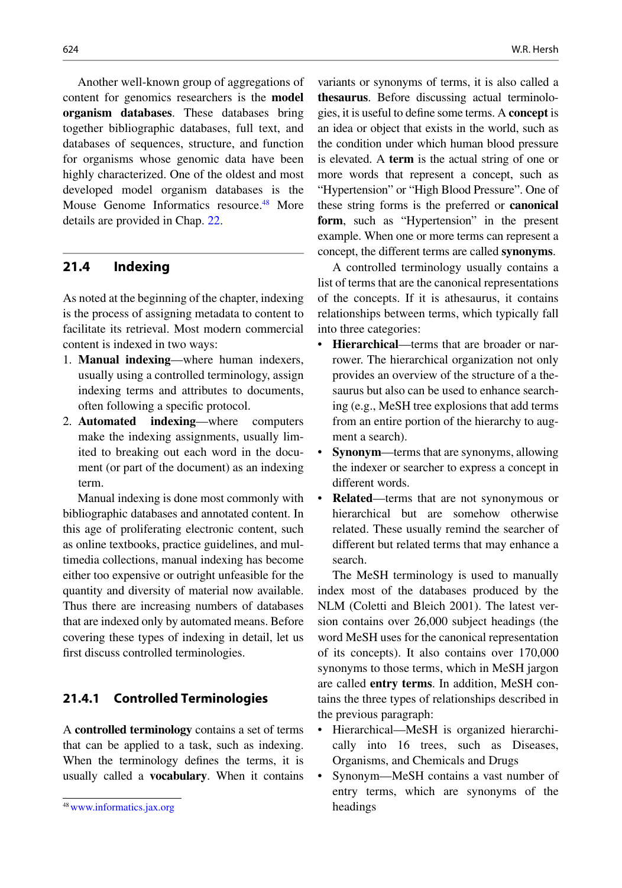Another well-known group of aggregations of content for genomics researchers is the **model organism databases**. These databases bring together bibliographic databases, full text, and databases of sequences, structure, and function for organisms whose genomic data have been highly characterized. One of the oldest and most developed model organism databases is the Mouse Genome Informatics resource.[48] More details are provided in Chap. 22.

## 21.4 Indexing

As noted at the beginning of the chapter, indexing is the process of assigning metadata to content to facilitate its retrieval. Most modern commercial content is indexed in two ways:

1. **Manual indexing**—where human indexers, usually using a controlled terminology, assign indexing terms and attributes to documents, often following a specific protocol.
2. **Automated indexing**—where computers make the indexing assignments, usually limited to breaking out each word in the document (or part of the document) as an indexing term.

Manual indexing is done most commonly with bibliographic databases and annotated content. In this age of proliferating electronic content, such as online textbooks, practice guidelines, and multimedia collections, manual indexing has become either too expensive or outright unfeasible for the quantity and diversity of material now available. Thus there are increasing numbers of databases that are indexed only by automated means. Before covering these types of indexing in detail, let us first discuss controlled terminologies.

### 21.4.1 Controlled Terminologies

A **controlled terminology** contains a set of terms that can be applied to a task, such as indexing. When the terminology defines the terms, it is usually called a **vocabulary**. When it contains variants or synonyms of terms, it is also called a **thesaurus**. Before discussing actual terminologies, it is useful to define some terms. A **concept** is an idea or object that exists in the world, such as the condition under which human blood pressure is elevated. A **term** is the actual string of one or more words that represent a concept, such as "Hypertension" or "High Blood Pressure". One of these string forms is the preferred or **canonical form**, such as "Hypertension" in the present example. When one or more terms can represent a concept, the different terms are called **synonyms**.

A controlled terminology usually contains a list of terms that are the canonical representations of the concepts. If it is athesaurus, it contains relationships between terms, which typically fall into three categories:

- **Hierarchical**—terms that are broader or narrower. The hierarchical organization not only provides an overview of the structure of a thesaurus but also can be used to enhance searching (e.g., MeSH tree explosions that add terms from an entire portion of the hierarchy to augment a search).
- **Synonym**—terms that are synonyms, allowing the indexer or searcher to express a concept in different words.
- **Related**—terms that are not synonymous or hierarchical but are somehow otherwise related. These usually remind the searcher of different but related terms that may enhance a search.

The MeSH terminology is used to manually index most of the databases produced by the NLM (Coletti and Bleich 2001). The latest version contains over 26,000 subject headings (the word MeSH uses for the canonical representation of its concepts). It also contains over 170,000 synonyms to those terms, which in MeSH jargon are called **entry terms**. In addition, MeSH contains the three types of relationships described in the previous paragraph:

- Hierarchical—MeSH is organized hierarchically into 16 trees, such as Diseases, Organisms, and Chemicals and Drugs
- Synonym—MeSH contains a vast number of entry terms, which are synonyms of the headings

[48] www.informatics.jax.org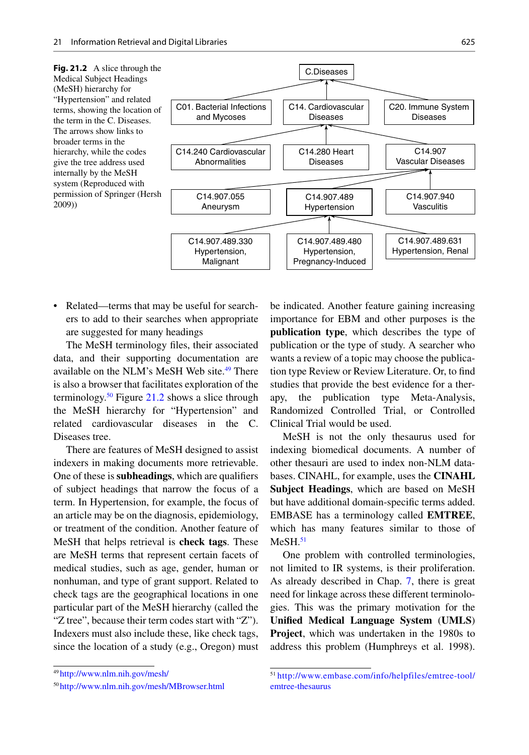**Fig. 21.2** A slice through the Medical Subject Headings (MeSH) hierarchy for "Hypertension" and related terms, showing the location of the term in the C. Diseases. The arrows show links to broader terms in the hierarchy, while the codes give the tree address used internally by the MeSH system (Reproduced with permission of Springer (Hersh 2009))

C.Diseases

C01. Bacterial Infections and Mycoses

C14. Cardiovascular Diseases

C20. Immune System Diseases

C14.240 Cardiovascular Abnormalities

C14.280 Heart Diseases

C14.907 Vascular Diseases

C14.907.055 Aneurysm

C14.907.489 Hypertension

C14.907.940 Vasculitis

C14.907.489.330 Hypertension, Malignant

C14.907.489.480 Hypertension, Pregnancy-Induced

C14.907.489.631 Hypertension, Renal

- Related—terms that may be useful for searchers to add to their searches when appropriate are suggested for many headings

The MeSH terminology files, their associated data, and their supporting documentation are available on the NLM's MeSH Web site.[49] There is also a browser that facilitates exploration of the terminology.[50] Figure 21.2 shows a slice through the MeSH hierarchy for "Hypertension" and related cardiovascular diseases in the C. Diseases tree.

There are features of MeSH designed to assist indexers in making documents more retrievable. One of these is **subheadings**, which are qualifiers of subject headings that narrow the focus of a term. In Hypertension, for example, the focus of an article may be on the diagnosis, epidemiology, or treatment of the condition. Another feature of MeSH that helps retrieval is **check tags**. These are MeSH terms that represent certain facets of medical studies, such as age, gender, human or nonhuman, and type of grant support. Related to check tags are the geographical locations in one particular part of the MeSH hierarchy (called the "Z tree", because their term codes start with "Z"). Indexers must also include these, like check tags, since the location of a study (e.g., Oregon) must be indicated. Another feature gaining increasing importance for EBM and other purposes is the **publication type**, which describes the type of publication or the type of study. A searcher who wants a review of a topic may choose the publication type Review or Review Literature. Or, to find studies that provide the best evidence for a therapy, the publication type Meta-Analysis, Randomized Controlled Trial, or Controlled Clinical Trial would be used.

MeSH is not the only thesaurus used for indexing biomedical documents. A number of other thesauri are used to index non-NLM databases. CINAHL, for example, uses the **CINAHL Subject Headings**, which are based on MeSH but have additional domain-specific terms added. EMBASE has a terminology called **EMTREE**, which has many features similar to those of MeSH.[51]

One problem with controlled terminologies, not limited to IR systems, is their proliferation. As already described in Chap. 7, there is great need for linkage across these different terminologies. This was the primary motivation for the **Unified Medical Language System** (**UMLS**) **Project**, which was undertaken in the 1980s to address this problem (Humphreys et al. 1998).

[49] http://www.nlm.nih.gov/mesh/

[50] http://www.nlm.nih.gov/mesh/MBrowser.html

[51] http://www.embase.com/info/helpfiles/emtree-tool/emtree-thesaurus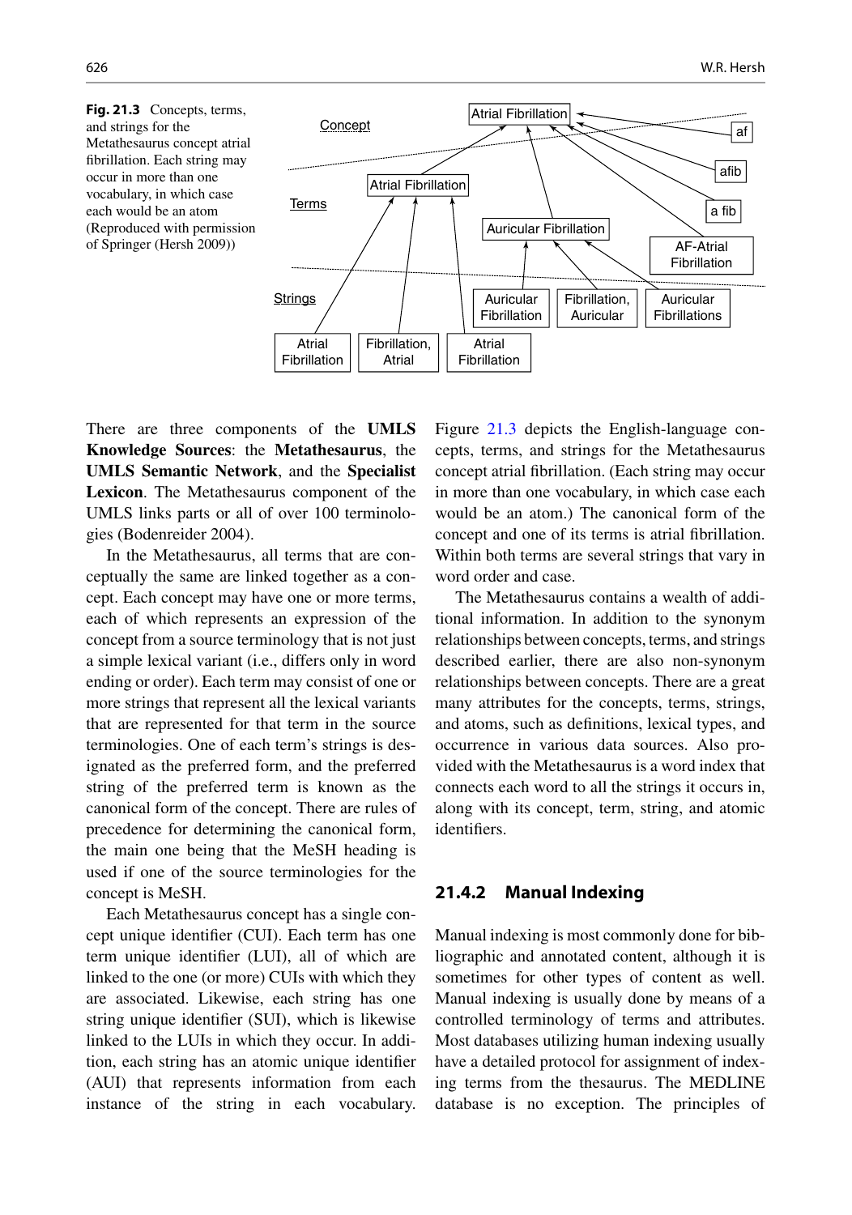Concept

Atrial Fibrillation

af

afib

a fib

AF-Atrial Fibrillation

Terms

Atrial Fibrillation

Auricular Fibrillation

Strings

Atrial Fibrillation

Fibrillation, Atrial

Atrial Fibrillation

Auricular Fibrillation

Fibrillation, Auricular

Auricular Fibrillations

**Fig. 21.3** Concepts, terms, and strings for the Metathesaurus concept atrial fibrillation. Each string may occur in more than one vocabulary, in which case each would be an atom (Reproduced with permission of Springer (Hersh 2009))

There are three components of the **UMLS Knowledge Sources**: the **Metathesaurus**, the **UMLS Semantic Network**, and the **Specialist Lexicon**. The Metathesaurus component of the UMLS links parts or all of over 100 terminologies (Bodenreider 2004).

In the Metathesaurus, all terms that are conceptually the same are linked together as a concept. Each concept may have one or more terms, each of which represents an expression of the concept from a source terminology that is not just a simple lexical variant (i.e., differs only in word ending or order). Each term may consist of one or more strings that represent all the lexical variants that are represented for that term in the source terminologies. One of each term's strings is designated as the preferred form, and the preferred string of the preferred term is known as the canonical form of the concept. There are rules of precedence for determining the canonical form, the main one being that the MeSH heading is used if one of the source terminologies for the concept is MeSH.

Each Metathesaurus concept has a single concept unique identifier (CUI). Each term has one term unique identifier (LUI), all of which are linked to the one (or more) CUIs with which they are associated. Likewise, each string has one string unique identifier (SUI), which is likewise linked to the LUIs in which they occur. In addition, each string has an atomic unique identifier (AUI) that represents information from each instance of the string in each vocabulary. Figure 21.3 depicts the English-language concepts, terms, and strings for the Metathesaurus concept atrial fibrillation. (Each string may occur in more than one vocabulary, in which case each would be an atom.) The canonical form of the concept and one of its terms is atrial fibrillation. Within both terms are several strings that vary in word order and case.

The Metathesaurus contains a wealth of additional information. In addition to the synonym relationships between concepts, terms, and strings described earlier, there are also non-synonym relationships between concepts. There are a great many attributes for the concepts, terms, strings, and atoms, such as definitions, lexical types, and occurrence in various data sources. Also provided with the Metathesaurus is a word index that connects each word to all the strings it occurs in, along with its concept, term, string, and atomic identifiers.

### 21.4.2 Manual Indexing

Manual indexing is most commonly done for bibliographic and annotated content, although it is sometimes for other types of content as well. Manual indexing is usually done by means of a controlled terminology of terms and attributes. Most databases utilizing human indexing usually have a detailed protocol for assignment of indexing terms from the thesaurus. The MEDLINE database is no exception. The principles of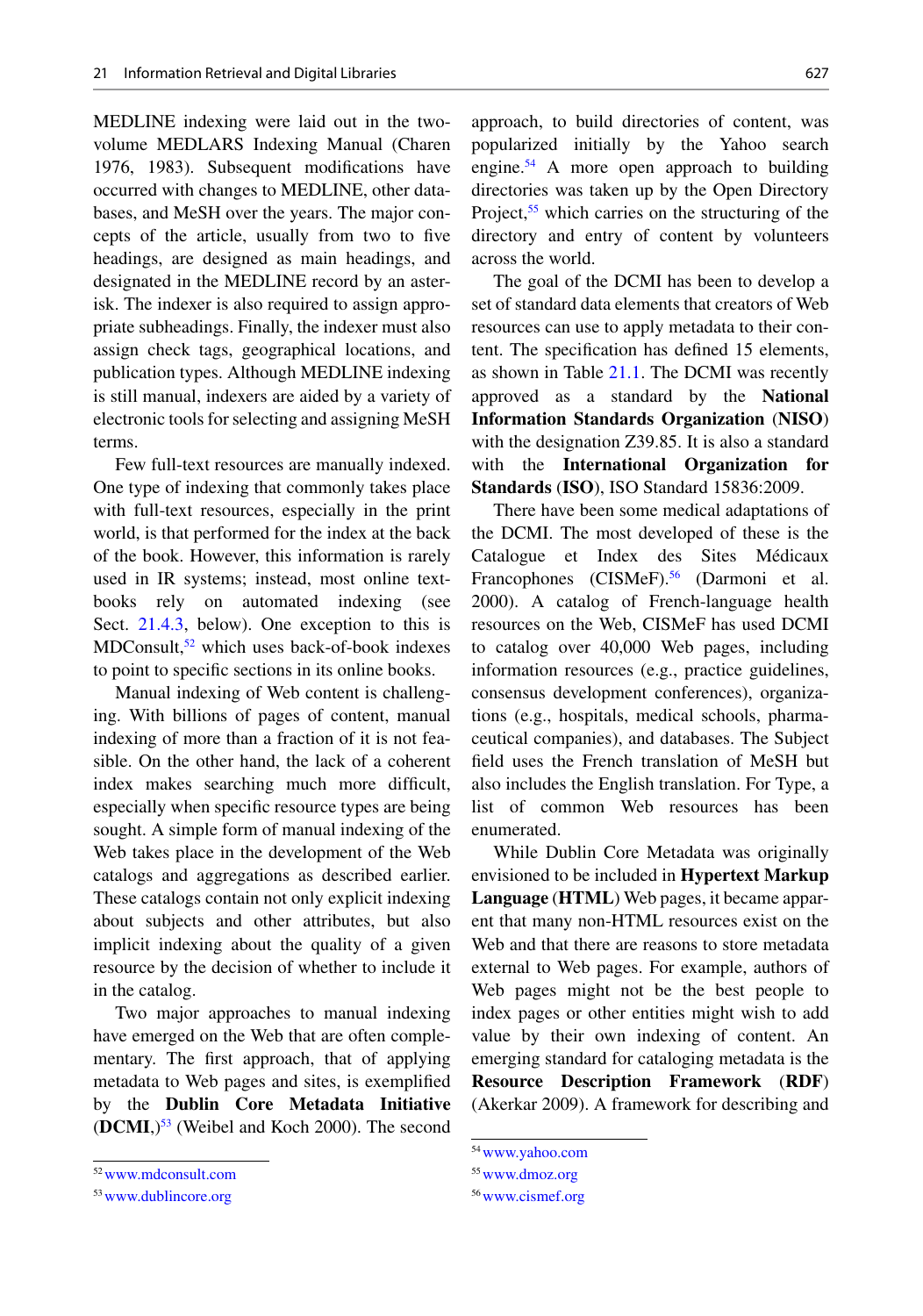MEDLINE indexing were laid out in the two-volume MEDLARS Indexing Manual (Charen 1976, 1983). Subsequent modifications have occurred with changes to MEDLINE, other databases, and MeSH over the years. The major concepts of the article, usually from two to five headings, are designed as main headings, and designated in the MEDLINE record by an asterisk. The indexer is also required to assign appropriate subheadings. Finally, the indexer must also assign check tags, geographical locations, and publication types. Although MEDLINE indexing is still manual, indexers are aided by a variety of electronic tools for selecting and assigning MeSH terms.

Few full-text resources are manually indexed. One type of indexing that commonly takes place with full-text resources, especially in the print world, is that performed for the index at the back of the book. However, this information is rarely used in IR systems; instead, most online textbooks rely on automated indexing (see Sect. 21.4.3, below). One exception to this is MDConsult,[52] which uses back-of-book indexes to point to specific sections in its online books.

Manual indexing of Web content is challenging. With billions of pages of content, manual indexing of more than a fraction of it is not feasible. On the other hand, the lack of a coherent index makes searching much more difficult, especially when specific resource types are being sought. A simple form of manual indexing of the Web takes place in the development of the Web catalogs and aggregations as described earlier. These catalogs contain not only explicit indexing about subjects and other attributes, but also implicit indexing about the quality of a given resource by the decision of whether to include it in the catalog.

Two major approaches to manual indexing have emerged on the Web that are often complementary. The first approach, that of applying metadata to Web pages and sites, is exemplified by the **Dublin Core Metadata Initiative** (**DCMI**,)[53] (Weibel and Koch 2000). The second approach, to build directories of content, was popularized initially by the Yahoo search engine.[54] A more open approach to building directories was taken up by the Open Directory Project,[55] which carries on the structuring of the directory and entry of content by volunteers across the world.

The goal of the DCMI has been to develop a set of standard data elements that creators of Web resources can use to apply metadata to their content. The specification has defined 15 elements, as shown in Table 21.1. The DCMI was recently approved as a standard by the **National Information Standards Organization** (**NISO**) with the designation Z39.85. It is also a standard with the **International Organization for Standards** (**ISO**), ISO Standard 15836:2009.

There have been some medical adaptations of the DCMI. The most developed of these is the Catalogue et Index des Sites Médicaux Francophones (CISMeF).[56] (Darmoni et al. 2000). A catalog of French-language health resources on the Web, CISMeF has used DCMI to catalog over 40,000 Web pages, including information resources (e.g., practice guidelines, consensus development conferences), organizations (e.g., hospitals, medical schools, pharmaceutical companies), and databases. The Subject field uses the French translation of MeSH but also includes the English translation. For Type, a list of common Web resources has been enumerated.

While Dublin Core Metadata was originally envisioned to be included in **Hypertext Markup Language** (**HTML**) Web pages, it became apparent that many non-HTML resources exist on the Web and that there are reasons to store metadata external to Web pages. For example, authors of Web pages might not be the best people to index pages or other entities might wish to add value by their own indexing of content. An emerging standard for cataloging metadata is the **Resource Description Framework** (**RDF**) (Akerkar 2009). A framework for describing and

[52] www.mdconsult.com

[53] www.dublincore.org

[54] www.yahoo.com

[55] www.dmoz.org

[56] www.cismef.org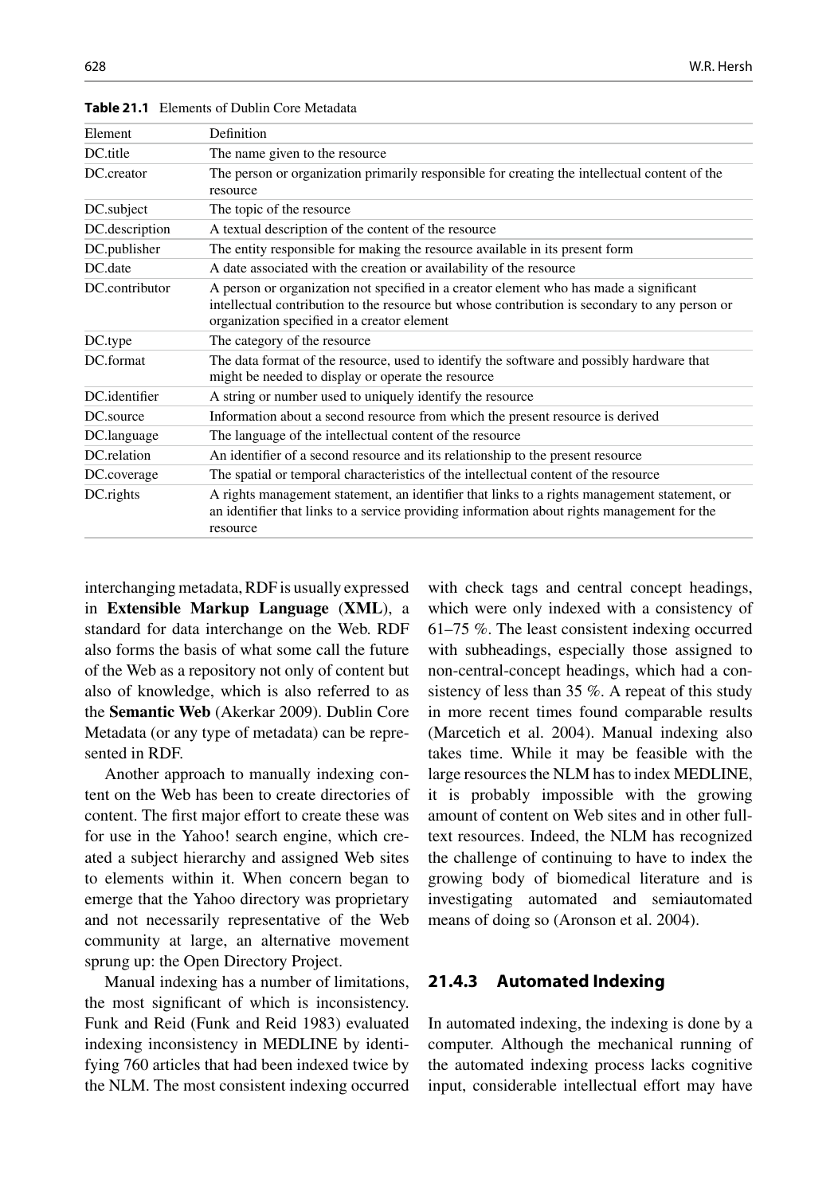**Table 21.1** Elements of Dublin Core Metadata

| Element | Definition |
|---|---|
| DC.title | The name given to the resource |
| DC.creator | The person or organization primarily responsible for creating the intellectual content of the resource |
| DC.subject | The topic of the resource |
| DC.description | A textual description of the content of the resource |
| DC.publisher | The entity responsible for making the resource available in its present form |
| DC.date | A date associated with the creation or availability of the resource |
| DC.contributor | A person or organization not specified in a creator element who has made a significant intellectual contribution to the resource but whose contribution is secondary to any person or organization specified in a creator element |
| DC.type | The category of the resource |
| DC.format | The data format of the resource, used to identify the software and possibly hardware that might be needed to display or operate the resource |
| DC.identifier | A string or number used to uniquely identify the resource |
| DC.source | Information about a second resource from which the present resource is derived |
| DC.language | The language of the intellectual content of the resource |
| DC.relation | An identifier of a second resource and its relationship to the present resource |
| DC.coverage | The spatial or temporal characteristics of the intellectual content of the resource |
| DC.rights | A rights management statement, an identifier that links to a rights management statement, or an identifier that links to a service providing information about rights management for the resource |

interchanging metadata, RDF is usually expressed in **Extensible Markup Language** (**XML**), a standard for data interchange on the Web. RDF also forms the basis of what some call the future of the Web as a repository not only of content but also of knowledge, which is also referred to as the **Semantic Web** (Akerkar 2009). Dublin Core Metadata (or any type of metadata) can be represented in RDF.

Another approach to manually indexing content on the Web has been to create directories of content. The first major effort to create these was for use in the Yahoo! search engine, which created a subject hierarchy and assigned Web sites to elements within it. When concern began to emerge that the Yahoo directory was proprietary and not necessarily representative of the Web community at large, an alternative movement sprung up: the Open Directory Project.

Manual indexing has a number of limitations, the most significant of which is inconsistency. Funk and Reid (Funk and Reid 1983) evaluated indexing inconsistency in MEDLINE by identifying 760 articles that had been indexed twice by the NLM. The most consistent indexing occurred with check tags and central concept headings, which were only indexed with a consistency of 61–75 %. The least consistent indexing occurred with subheadings, especially those assigned to non-central-concept headings, which had a consistency of less than 35 %. A repeat of this study in more recent times found comparable results (Marcetich et al. 2004). Manual indexing also takes time. While it may be feasible with the large resources the NLM has to index MEDLINE, it is probably impossible with the growing amount of content on Web sites and in other full-text resources. Indeed, the NLM has recognized the challenge of continuing to have to index the growing body of biomedical literature and is investigating automated and semiautomated means of doing so (Aronson et al. 2004).

### 21.4.3 Automated Indexing

In automated indexing, the indexing is done by a computer. Although the mechanical running of the automated indexing process lacks cognitive input, considerable intellectual effort may have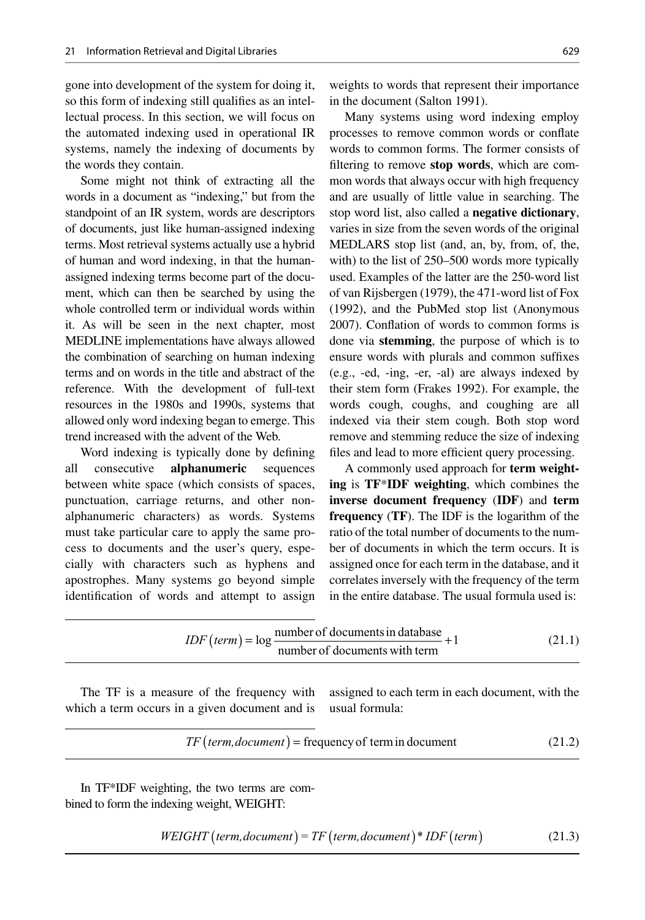gone into development of the system for doing it, so this form of indexing still qualifies as an intellectual process. In this section, we will focus on the automated indexing used in operational IR systems, namely the indexing of documents by the words they contain.

Some might not think of extracting all the words in a document as "indexing," but from the standpoint of an IR system, words are descriptors of documents, just like human-assigned indexing terms. Most retrieval systems actually use a hybrid of human and word indexing, in that the human-assigned indexing terms become part of the document, which can then be searched by using the whole controlled term or individual words within it. As will be seen in the next chapter, most MEDLINE implementations have always allowed the combination of searching on human indexing terms and on words in the title and abstract of the reference. With the development of full-text resources in the 1980s and 1990s, systems that allowed only word indexing began to emerge. This trend increased with the advent of the Web.

Word indexing is typically done by defining all consecutive **alphanumeric** sequences between white space (which consists of spaces, punctuation, carriage returns, and other non-alphanumeric characters) as words. Systems must take particular care to apply the same process to documents and the user's query, especially with characters such as hyphens and apostrophes. Many systems go beyond simple identification of words and attempt to assign weights to words that represent their importance in the document (Salton 1991).

Many systems using word indexing employ processes to remove common words or conflate words to common forms. The former consists of filtering to remove **stop words**, which are common words that always occur with high frequency and are usually of little value in searching. The stop word list, also called a **negative dictionary**, varies in size from the seven words of the original MEDLARS stop list (and, an, by, from, of, the, with) to the list of 250–500 words more typically used. Examples of the latter are the 250-word list of van Rijsbergen (1979), the 471-word list of Fox (1992), and the PubMed stop list (Anonymous 2007). Conflation of words to common forms is done via **stemming**, the purpose of which is to ensure words with plurals and common suffixes (e.g., -ed, -ing, -er, -al) are always indexed by their stem form (Frakes 1992). For example, the words cough, coughs, and coughing are all indexed via their stem cough. Both stop word remove and stemming reduce the size of indexing files and lead to more efficient query processing.

A commonly used approach for **term weighting** is **TF*IDF weighting**, which combines the **inverse document frequency** (**IDF**) and **term frequency** (**TF**). The IDF is the logarithm of the ratio of the total number of documents to the number of documents in which the term occurs. It is assigned once for each term in the database, and it correlates inversely with the frequency of the term in the entire database. The usual formula used is:

$$IDF\left(term\right) = \log \frac{\text{number of documents in database}}{\text{number of documents with term}} + 1 \tag{21.1}$$

The TF is a measure of the frequency with which a term occurs in a given document and is assigned to each term in each document, with the usual formula:

$$TF\left(term,document\right) = \text{frequency of term in document} \tag{21.2}$$

In TF*IDF weighting, the two terms are combined to form the indexing weight, WEIGHT:

$$WEIGHT\left(term,document\right) = TF\left(term,document\right) * IDF\left(term\right) \tag{21.3}$$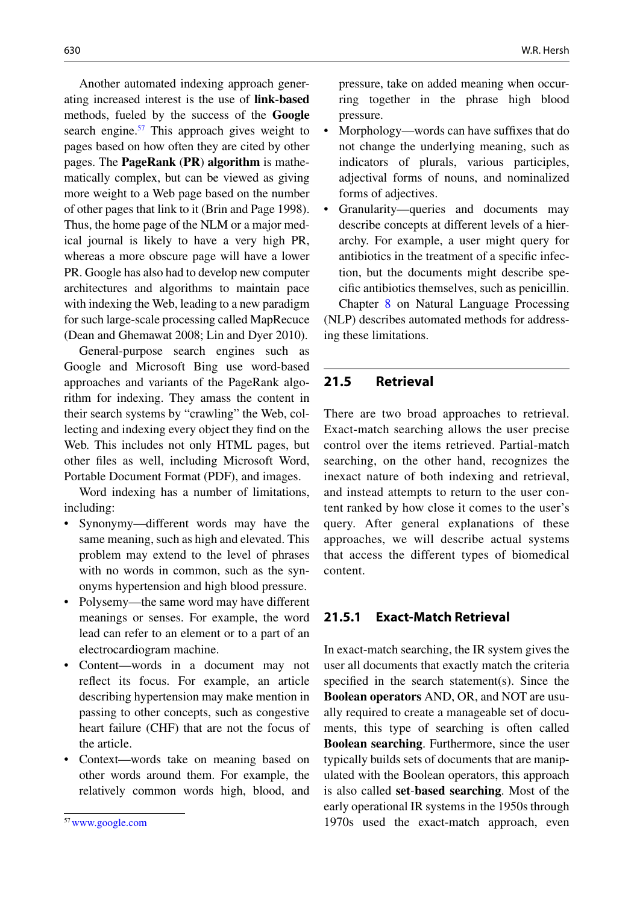Another automated indexing approach generating increased interest is the use of **link-based** methods, fueled by the success of the **Google** search engine.[57] This approach gives weight to pages based on how often they are cited by other pages. The **PageRank** (**PR**) **algorithm** is mathematically complex, but can be viewed as giving more weight to a Web page based on the number of other pages that link to it (Brin and Page 1998). Thus, the home page of the NLM or a major medical journal is likely to have a very high PR, whereas a more obscure page will have a lower PR. Google has also had to develop new computer architectures and algorithms to maintain pace with indexing the Web, leading to a new paradigm for such large-scale processing called MapRecuce (Dean and Ghemawat 2008; Lin and Dyer 2010).

General-purpose search engines such as Google and Microsoft Bing use word-based approaches and variants of the PageRank algorithm for indexing. They amass the content in their search systems by "crawling" the Web, collecting and indexing every object they find on the Web. This includes not only HTML pages, but other files as well, including Microsoft Word, Portable Document Format (PDF), and images.

Word indexing has a number of limitations, including:

- Synonymy—different words may have the same meaning, such as high and elevated. This problem may extend to the level of phrases with no words in common, such as the synonyms hypertension and high blood pressure.
- Polysemy—the same word may have different meanings or senses. For example, the word lead can refer to an element or to a part of an electrocardiogram machine.
- Content—words in a document may not reflect its focus. For example, an article describing hypertension may make mention in passing to other concepts, such as congestive heart failure (CHF) that are not the focus of the article.
- Context—words take on meaning based on other words around them. For example, the relatively common words high, blood, and pressure, take on added meaning when occurring together in the phrase high blood pressure.
- Morphology—words can have suffixes that do not change the underlying meaning, such as indicators of plurals, various participles, adjectival forms of nouns, and nominalized forms of adjectives.
- Granularity—queries and documents may describe concepts at different levels of a hierarchy. For example, a user might query for antibiotics in the treatment of a specific infection, but the documents might describe specific antibiotics themselves, such as penicillin.

Chapter 8 on Natural Language Processing (NLP) describes automated methods for addressing these limitations.

## 21.5 Retrieval

There are two broad approaches to retrieval. Exact-match searching allows the user precise control over the items retrieved. Partial-match searching, on the other hand, recognizes the inexact nature of both indexing and retrieval, and instead attempts to return to the user content ranked by how close it comes to the user's query. After general explanations of these approaches, we will describe actual systems that access the different types of biomedical content.

### 21.5.1 Exact-Match Retrieval

In exact-match searching, the IR system gives the user all documents that exactly match the criteria specified in the search statement(s). Since the **Boolean operators** AND, OR, and NOT are usually required to create a manageable set of documents, this type of searching is often called **Boolean searching**. Furthermore, since the user typically builds sets of documents that are manipulated with the Boolean operators, this approach is also called **set-based searching**. Most of the early operational IR systems in the 1950s through 1970s used the exact-match approach, even

[57] www.google.com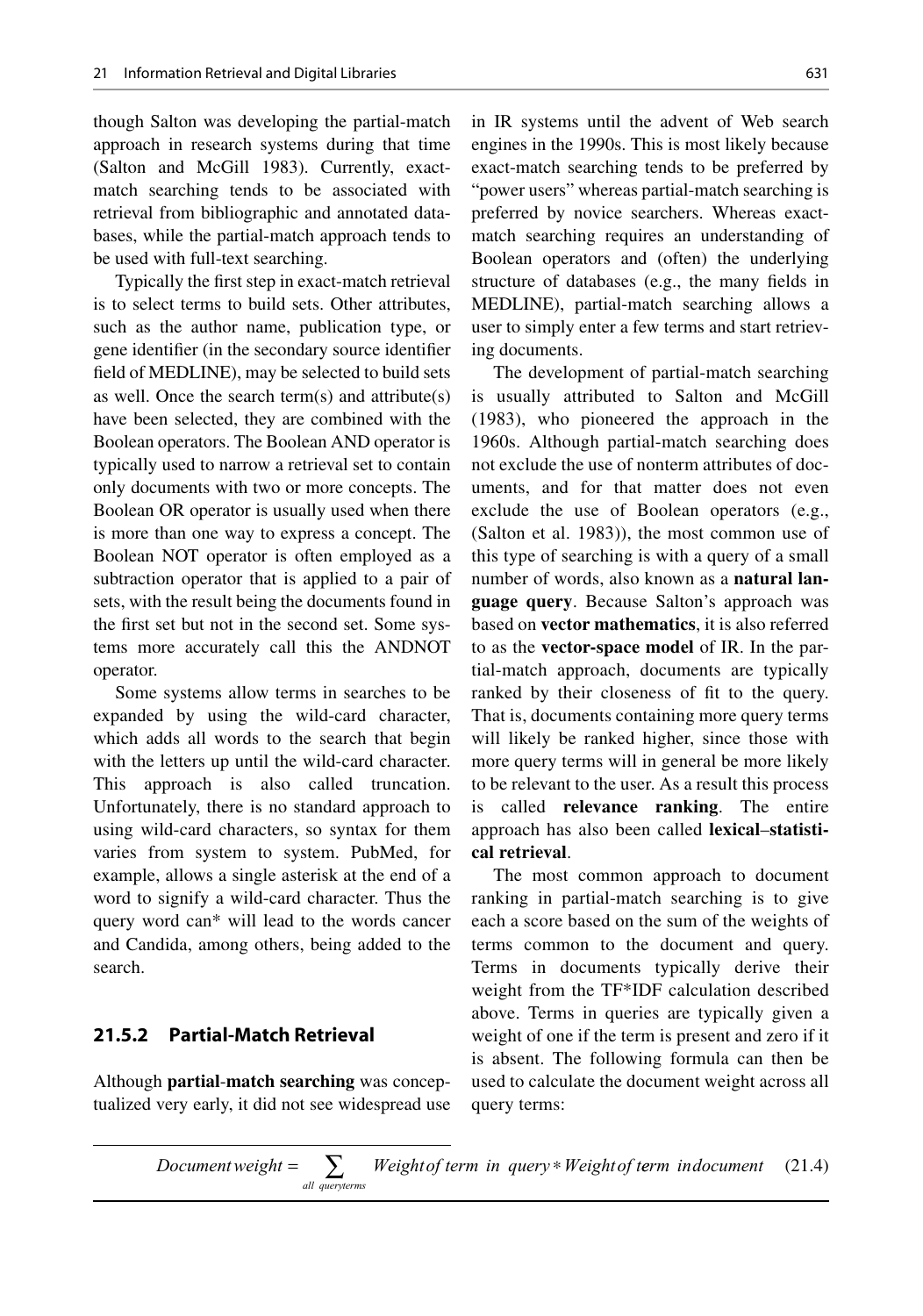though Salton was developing the partial-match approach in research systems during that time (Salton and McGill 1983). Currently, exact-match searching tends to be associated with retrieval from bibliographic and annotated databases, while the partial-match approach tends to be used with full-text searching.

Typically the first step in exact-match retrieval is to select terms to build sets. Other attributes, such as the author name, publication type, or gene identifier (in the secondary source identifier field of MEDLINE), may be selected to build sets as well. Once the search term(s) and attribute(s) have been selected, they are combined with the Boolean operators. The Boolean AND operator is typically used to narrow a retrieval set to contain only documents with two or more concepts. The Boolean OR operator is usually used when there is more than one way to express a concept. The Boolean NOT operator is often employed as a subtraction operator that is applied to a pair of sets, with the result being the documents found in the first set but not in the second set. Some systems more accurately call this the ANDNOT operator.

Some systems allow terms in searches to be expanded by using the wild-card character, which adds all words to the search that begin with the letters up until the wild-card character. This approach is also called truncation. Unfortunately, there is no standard approach to using wild-card characters, so syntax for them varies from system to system. PubMed, for example, allows a single asterisk at the end of a word to signify a wild-card character. Thus the query word can* will lead to the words cancer and Candida, among others, being added to the search.

### 21.5.2 Partial-Match Retrieval

Although **partial-match searching** was conceptualized very early, it did not see widespread use in IR systems until the advent of Web search engines in the 1990s. This is most likely because exact-match searching tends to be preferred by "power users" whereas partial-match searching is preferred by novice searchers. Whereas exact-match searching requires an understanding of Boolean operators and (often) the underlying structure of databases (e.g., the many fields in MEDLINE), partial-match searching allows a user to simply enter a few terms and start retrieving documents.

The development of partial-match searching is usually attributed to Salton and McGill (1983), who pioneered the approach in the 1960s. Although partial-match searching does not exclude the use of nonterm attributes of documents, and for that matter does not even exclude the use of Boolean operators (e.g., (Salton et al. 1983)), the most common use of this type of searching is with a query of a small number of words, also known as a **natural language query**. Because Salton's approach was based on **vector mathematics**, it is also referred to as the **vector-space model** of IR. In the partial-match approach, documents are typically ranked by their closeness of fit to the query. That is, documents containing more query terms will likely be ranked higher, since those with more query terms will in general be more likely to be relevant to the user. As a result this process is called **relevance ranking**. The entire approach has also been called **lexical–statistical retrieval**.

The most common approach to document ranking in partial-match searching is to give each a score based on the sum of the weights of terms common to the document and query. Terms in documents typically derive their weight from the TF*IDF calculation described above. Terms in queries are typically given a weight of one if the term is present and zero if it is absent. The following formula can then be used to calculate the document weight across all query terms:

$$Document\,weight = \sum_{all\ query terms} Weight\,of\,term\ in\ query * Weight\,of\,term\ in\,document \tag{21.4}$$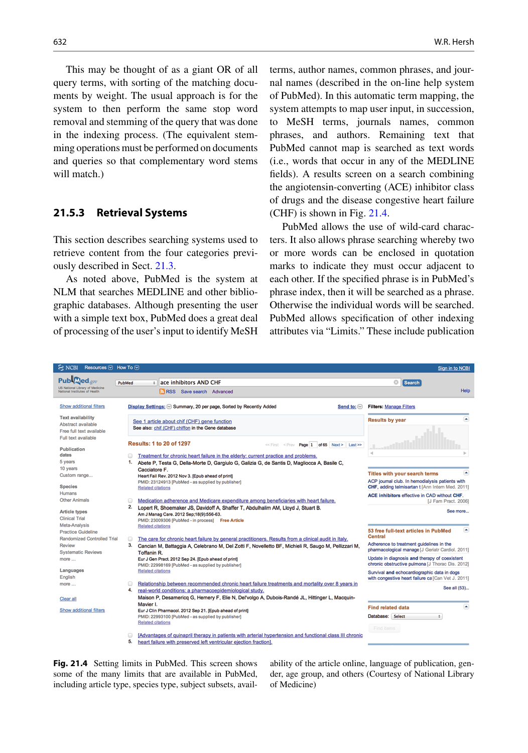This may be thought of as a giant OR of all query terms, with sorting of the matching documents by weight. The usual approach is for the system to then perform the same stop word removal and stemming of the query that was done in the indexing process. (The equivalent stemming operations must be performed on documents and queries so that complementary word stems will match.)

### 21.5.3 Retrieval Systems

This section describes searching systems used to retrieve content from the four categories previously described in Sect. 21.3.

As noted above, PubMed is the system at NLM that searches MEDLINE and other bibliographic databases. Although presenting the user with a simple text box, PubMed does a great deal of processing of the user's input to identify MeSH terms, author names, common phrases, and journal names (described in the on-line help system of PubMed). In this automatic term mapping, the system attempts to map user input, in succession, to MeSH terms, journals names, common phrases, and authors. Remaining text that PubMed cannot map is searched as text words (i.e., words that occur in any of the MEDLINE fields). A results screen on a search combining the angiotensin-converting (ACE) inhibitor class of drugs and the disease congestive heart failure (CHF) is shown in Fig. 21.4.

PubMed allows the use of wild-card characters. It also allows phrase searching whereby two or more words can be enclosed in quotation marks to indicate they must occur adjacent to each other. If the specified phrase is in PubMed's phrase index, then it will be searched as a phrase. Otherwise the individual words will be searched. PubMed allows specification of other indexing attributes via "Limits." These include publication

**Fig. 21.4** Setting limits in PubMed. This screen shows some of the many limits that are available in PubMed, including article type, species type, subject subsets, availability of the article online, language of publication, gender, age group, and others (Courtesy of National Library of Medicine)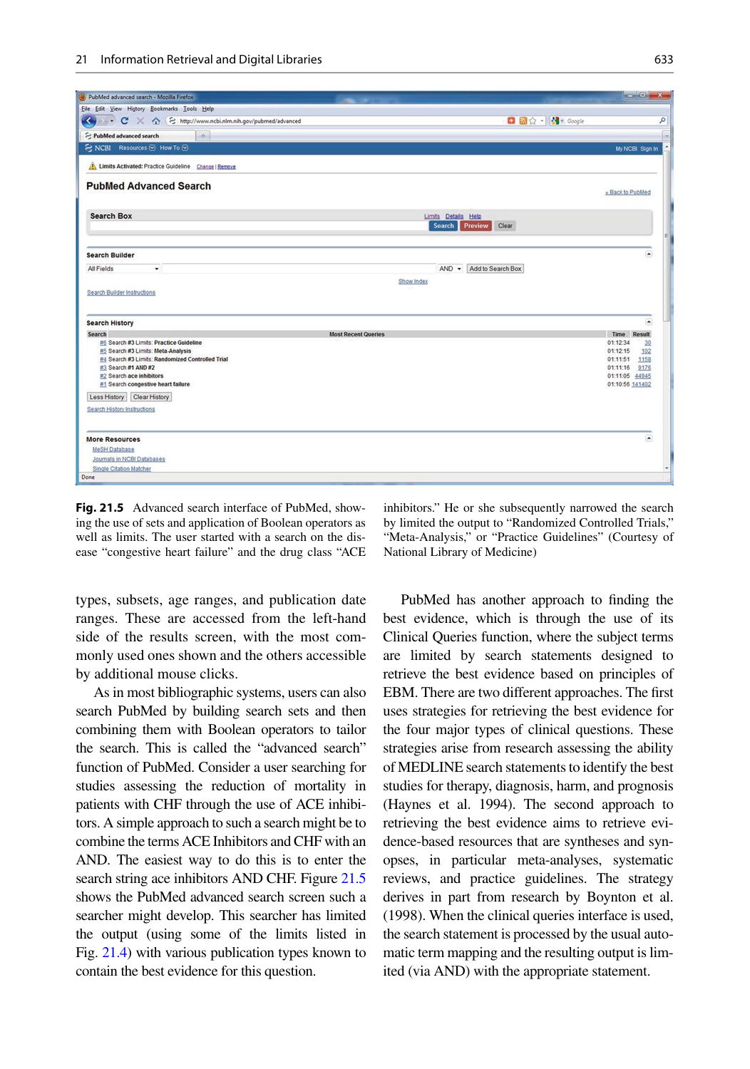**Fig. 21.5** Advanced search interface of PubMed, showing the use of sets and application of Boolean operators as well as limits. The user started with a search on the disease "congestive heart failure" and the drug class "ACE inhibitors." He or she subsequently narrowed the search by limited the output to "Randomized Controlled Trials," "Meta-Analysis," or "Practice Guidelines" (Courtesy of National Library of Medicine)

types, subsets, age ranges, and publication date ranges. These are accessed from the left-hand side of the results screen, with the most commonly used ones shown and the others accessible by additional mouse clicks.

As in most bibliographic systems, users can also search PubMed by building search sets and then combining them with Boolean operators to tailor the search. This is called the "advanced search" function of PubMed. Consider a user searching for studies assessing the reduction of mortality in patients with CHF through the use of ACE inhibitors. A simple approach to such a search might be to combine the terms ACE Inhibitors and CHF with an AND. The easiest way to do this is to enter the search string ace inhibitors AND CHF. Figure 21.5 shows the PubMed advanced search screen such a searcher might develop. This searcher has limited the output (using some of the limits listed in Fig. 21.4) with various publication types known to contain the best evidence for this question.

PubMed has another approach to finding the best evidence, which is through the use of its Clinical Queries function, where the subject terms are limited by search statements designed to retrieve the best evidence based on principles of EBM. There are two different approaches. The first uses strategies for retrieving the best evidence for the four major types of clinical questions. These strategies arise from research assessing the ability of MEDLINE search statements to identify the best studies for therapy, diagnosis, harm, and prognosis (Haynes et al. 1994). The second approach to retrieving the best evidence aims to retrieve evidence-based resources that are syntheses and synopses, in particular meta-analyses, systematic reviews, and practice guidelines. The strategy derives in part from research by Boynton et al. (1998). When the clinical queries interface is used, the search statement is processed by the usual automatic term mapping and the resulting output is limited (via AND) with the appropriate statement.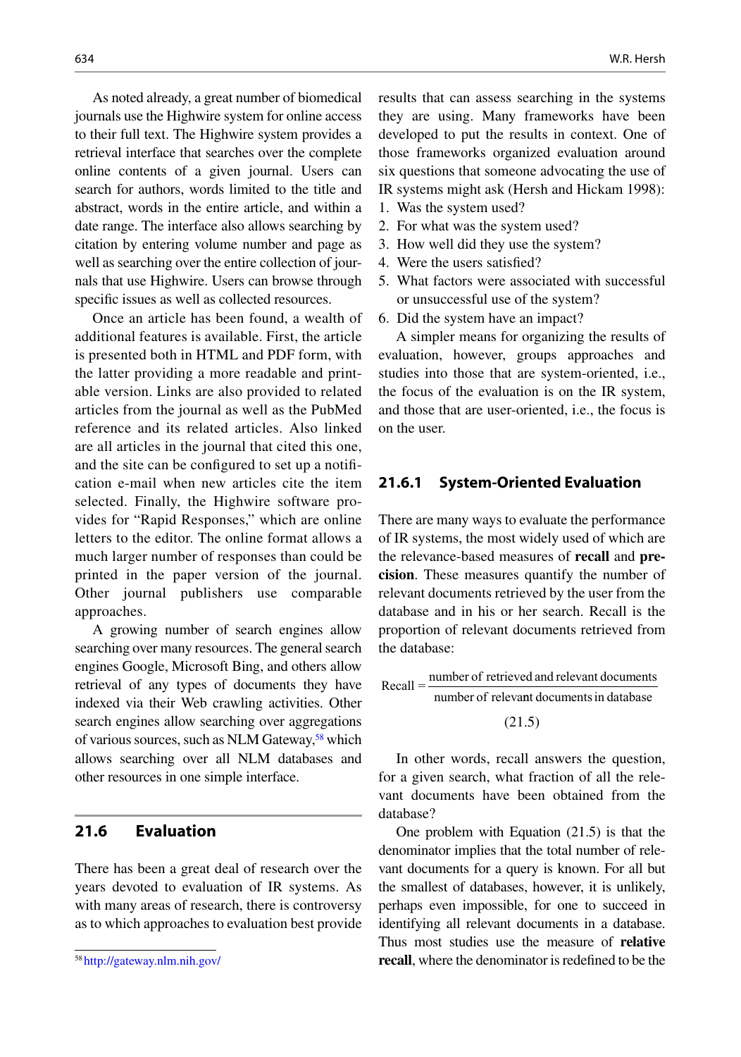As noted already, a great number of biomedical journals use the Highwire system for online access to their full text. The Highwire system provides a retrieval interface that searches over the complete online contents of a given journal. Users can search for authors, words limited to the title and abstract, words in the entire article, and within a date range. The interface also allows searching by citation by entering volume number and page as well as searching over the entire collection of journals that use Highwire. Users can browse through specific issues as well as collected resources.

Once an article has been found, a wealth of additional features is available. First, the article is presented both in HTML and PDF form, with the latter providing a more readable and printable version. Links are also provided to related articles from the journal as well as the PubMed reference and its related articles. Also linked are all articles in the journal that cited this one, and the site can be configured to set up a notification e-mail when new articles cite the item selected. Finally, the Highwire software provides for "Rapid Responses," which are online letters to the editor. The online format allows a much larger number of responses than could be printed in the paper version of the journal. Other journal publishers use comparable approaches.

A growing number of search engines allow searching over many resources. The general search engines Google, Microsoft Bing, and others allow retrieval of any types of documents they have indexed via their Web crawling activities. Other search engines allow searching over aggregations of various sources, such as NLM Gateway,[58] which allows searching over all NLM databases and other resources in one simple interface.

## 21.6 Evaluation

There has been a great deal of research over the years devoted to evaluation of IR systems. As with many areas of research, there is controversy as to which approaches to evaluation best provide results that can assess searching in the systems they are using. Many frameworks have been developed to put the results in context. One of those frameworks organized evaluation around six questions that someone advocating the use of IR systems might ask (Hersh and Hickam 1998):

1. Was the system used?
2. For what was the system used?
3. How well did they use the system?
4. Were the users satisfied?
5. What factors were associated with successful or unsuccessful use of the system?
6. Did the system have an impact?

A simpler means for organizing the results of evaluation, however, groups approaches and studies into those that are system-oriented, i.e., the focus of the evaluation is on the IR system, and those that are user-oriented, i.e., the focus is on the user.

### 21.6.1 System-Oriented Evaluation

There are many ways to evaluate the performance of IR systems, the most widely used of which are the relevance-based measures of **recall** and **precision**. These measures quantify the number of relevant documents retrieved by the user from the database and in his or her search. Recall is the proportion of relevant documents retrieved from the database:

$$\text{Recall} = \frac{\text{number of retrieved and relevant documents}}{\text{number of relevant documents in database}} \tag{21.5}$$

In other words, recall answers the question, for a given search, what fraction of all the relevant documents have been obtained from the database?

One problem with Equation (21.5) is that the denominator implies that the total number of relevant documents for a query is known. For all but the smallest of databases, however, it is unlikely, perhaps even impossible, for one to succeed in identifying all relevant documents in a database. Thus most studies use the measure of **relative recall**, where the denominator is redefined to be the

[58] http://gateway.nlm.nih.gov/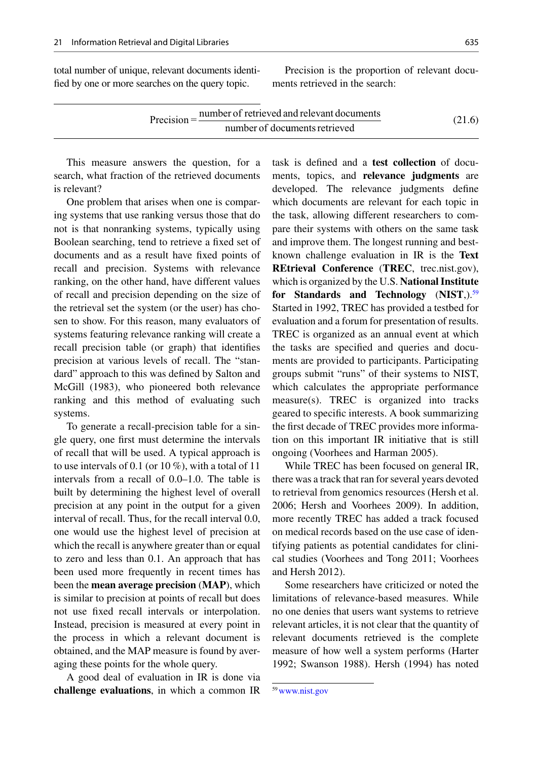total number of unique, relevant documents identified by one or more searches on the query topic.

Precision is the proportion of relevant documents retrieved in the search:

$$\text{Precision} = \frac{\text{number of retrieved and relevant documents}}{\text{number of documents retrieved}} \quad (21.6)$$

This measure answers the question, for a search, what fraction of the retrieved documents is relevant?

One problem that arises when one is comparing systems that use ranking versus those that do not is that nonranking systems, typically using Boolean searching, tend to retrieve a fixed set of documents and as a result have fixed points of recall and precision. Systems with relevance ranking, on the other hand, have different values of recall and precision depending on the size of the retrieval set the system (or the user) has chosen to show. For this reason, many evaluators of systems featuring relevance ranking will create a recall precision table (or graph) that identifies precision at various levels of recall. The "standard" approach to this was defined by Salton and McGill (1983), who pioneered both relevance ranking and this method of evaluating such systems.

To generate a recall-precision table for a single query, one first must determine the intervals of recall that will be used. A typical approach is to use intervals of 0.1 (or 10 %), with a total of 11 intervals from a recall of 0.0–1.0. The table is built by determining the highest level of overall precision at any point in the output for a given interval of recall. Thus, for the recall interval 0.0, one would use the highest level of precision at which the recall is anywhere greater than or equal to zero and less than 0.1. An approach that has been used more frequently in recent times has been the **mean average precision** (**MAP**), which is similar to precision at points of recall but does not use fixed recall intervals or interpolation. Instead, precision is measured at every point in the process in which a relevant document is obtained, and the MAP measure is found by averaging these points for the whole query.

A good deal of evaluation in IR is done via **challenge evaluations**, in which a common IR task is defined and a **test collection** of documents, topics, and **relevance judgments** are developed. The relevance judgments define which documents are relevant for each topic in the task, allowing different researchers to compare their systems with others on the same task and improve them. The longest running and best-known challenge evaluation in IR is the **Text REtrieval Conference** (**TREC**, trec.nist.gov), which is organized by the U.S. **National Institute for Standards and Technology** (**NIST**,).[59] Started in 1992, TREC has provided a testbed for evaluation and a forum for presentation of results. TREC is organized as an annual event at which the tasks are specified and queries and documents are provided to participants. Participating groups submit "runs" of their systems to NIST, which calculates the appropriate performance measure(s). TREC is organized into tracks geared to specific interests. A book summarizing the first decade of TREC provides more information on this important IR initiative that is still ongoing (Voorhees and Harman 2005).

While TREC has been focused on general IR, there was a track that ran for several years devoted to retrieval from genomics resources (Hersh et al. 2006; Hersh and Voorhees 2009). In addition, more recently TREC has added a track focused on medical records based on the use case of identifying patients as potential candidates for clinical studies (Voorhees and Tong 2011; Voorhees and Hersh 2012).

Some researchers have criticized or noted the limitations of relevance-based measures. While no one denies that users want systems to retrieve relevant articles, it is not clear that the quantity of relevant documents retrieved is the complete measure of how well a system performs (Harter 1992; Swanson 1988). Hersh (1994) has noted

[59] www.nist.gov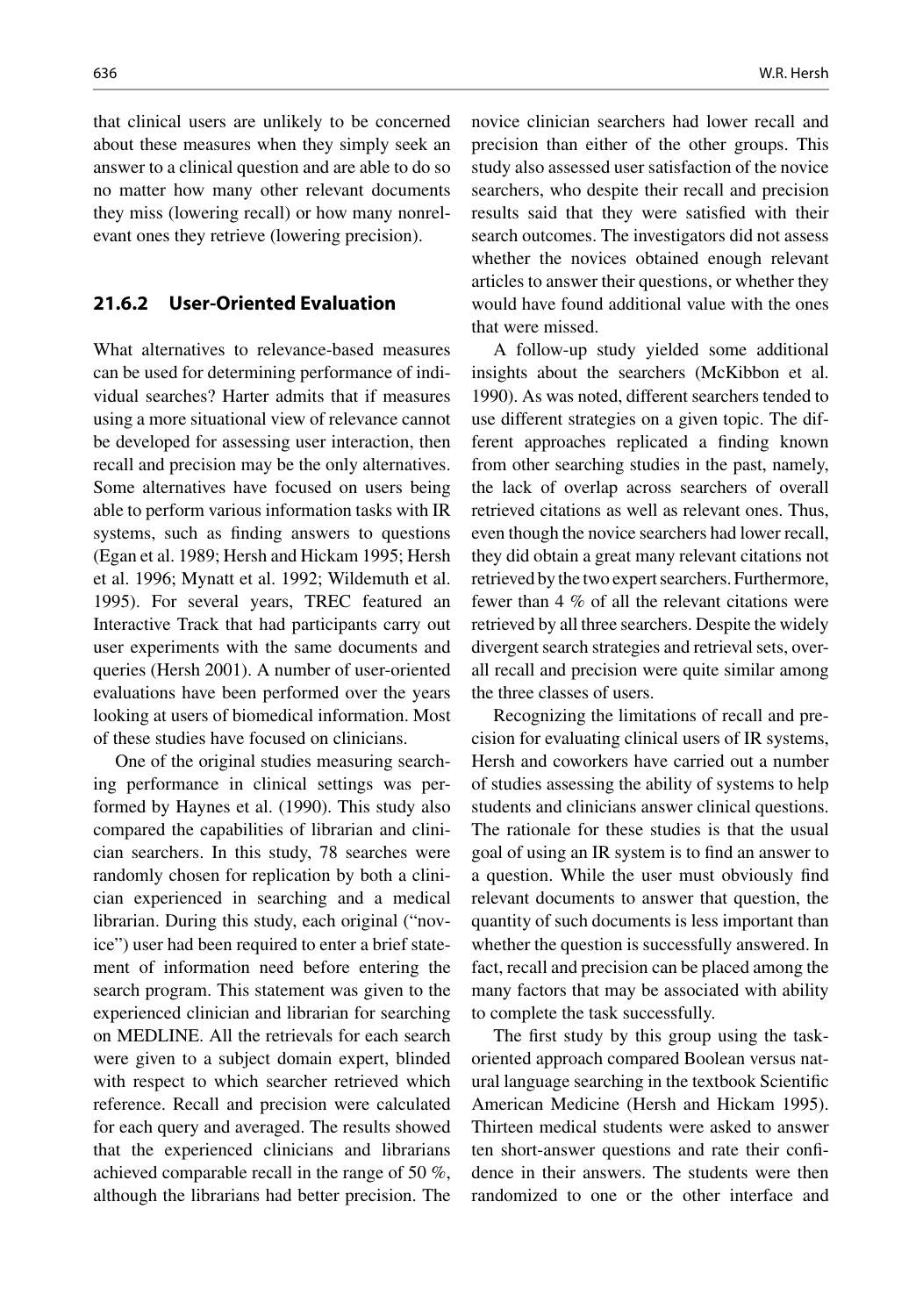that clinical users are unlikely to be concerned about these measures when they simply seek an answer to a clinical question and are able to do so no matter how many other relevant documents they miss (lowering recall) or how many nonrelevant ones they retrieve (lowering precision).

### 21.6.2 User-Oriented Evaluation

What alternatives to relevance-based measures can be used for determining performance of individual searches? Harter admits that if measures using a more situational view of relevance cannot be developed for assessing user interaction, then recall and precision may be the only alternatives. Some alternatives have focused on users being able to perform various information tasks with IR systems, such as finding answers to questions (Egan et al. 1989; Hersh and Hickam 1995; Hersh et al. 1996; Mynatt et al. 1992; Wildemuth et al. 1995). For several years, TREC featured an Interactive Track that had participants carry out user experiments with the same documents and queries (Hersh 2001). A number of user-oriented evaluations have been performed over the years looking at users of biomedical information. Most of these studies have focused on clinicians.

One of the original studies measuring searching performance in clinical settings was performed by Haynes et al. (1990). This study also compared the capabilities of librarian and clinician searchers. In this study, 78 searches were randomly chosen for replication by both a clinician experienced in searching and a medical librarian. During this study, each original ("novice") user had been required to enter a brief statement of information need before entering the search program. This statement was given to the experienced clinician and librarian for searching on MEDLINE. All the retrievals for each search were given to a subject domain expert, blinded with respect to which searcher retrieved which reference. Recall and precision were calculated for each query and averaged. The results showed that the experienced clinicians and librarians achieved comparable recall in the range of 50 %, although the librarians had better precision. The novice clinician searchers had lower recall and precision than either of the other groups. This study also assessed user satisfaction of the novice searchers, who despite their recall and precision results said that they were satisfied with their search outcomes. The investigators did not assess whether the novices obtained enough relevant articles to answer their questions, or whether they would have found additional value with the ones that were missed.

A follow-up study yielded some additional insights about the searchers (McKibbon et al. 1990). As was noted, different searchers tended to use different strategies on a given topic. The different approaches replicated a finding known from other searching studies in the past, namely, the lack of overlap across searchers of overall retrieved citations as well as relevant ones. Thus, even though the novice searchers had lower recall, they did obtain a great many relevant citations not retrieved by the two expert searchers. Furthermore, fewer than 4 % of all the relevant citations were retrieved by all three searchers. Despite the widely divergent search strategies and retrieval sets, overall recall and precision were quite similar among the three classes of users.

Recognizing the limitations of recall and precision for evaluating clinical users of IR systems, Hersh and coworkers have carried out a number of studies assessing the ability of systems to help students and clinicians answer clinical questions. The rationale for these studies is that the usual goal of using an IR system is to find an answer to a question. While the user must obviously find relevant documents to answer that question, the quantity of such documents is less important than whether the question is successfully answered. In fact, recall and precision can be placed among the many factors that may be associated with ability to complete the task successfully.

The first study by this group using the task-oriented approach compared Boolean versus natural language searching in the textbook Scientific American Medicine (Hersh and Hickam 1995). Thirteen medical students were asked to answer ten short-answer questions and rate their confidence in their answers. The students were then randomized to one or the other interface and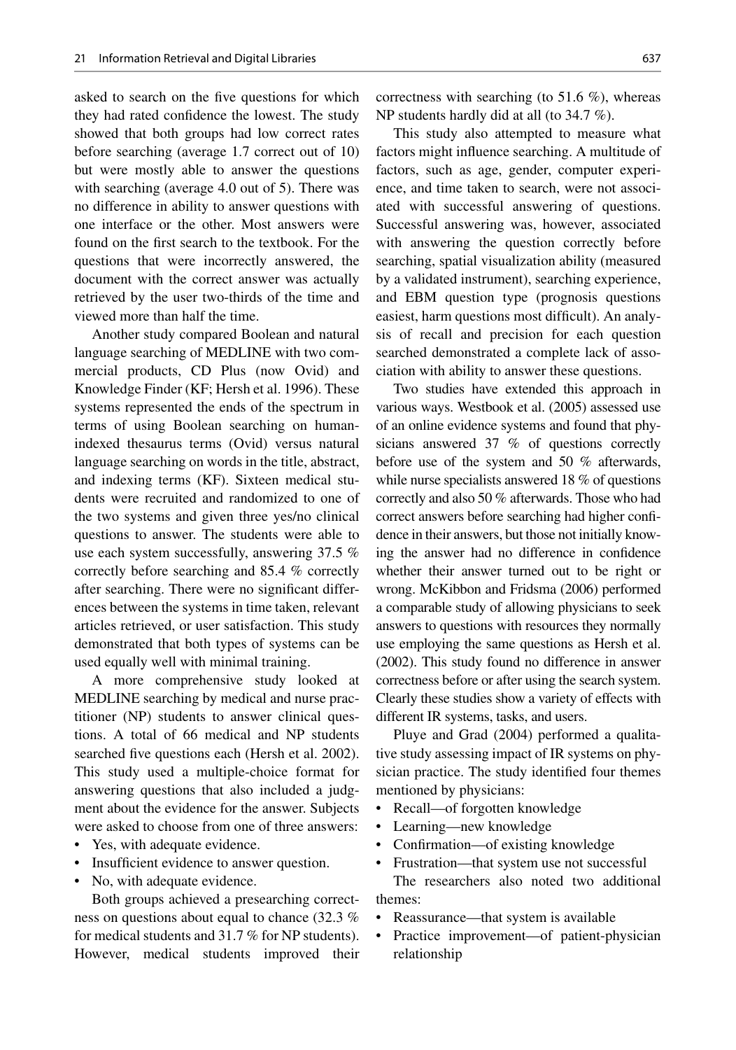asked to search on the five questions for which they had rated confidence the lowest. The study showed that both groups had low correct rates before searching (average 1.7 correct out of 10) but were mostly able to answer the questions with searching (average 4.0 out of 5). There was no difference in ability to answer questions with one interface or the other. Most answers were found on the first search to the textbook. For the questions that were incorrectly answered, the document with the correct answer was actually retrieved by the user two-thirds of the time and viewed more than half the time.

Another study compared Boolean and natural language searching of MEDLINE with two commercial products, CD Plus (now Ovid) and Knowledge Finder (KF; Hersh et al. 1996). These systems represented the ends of the spectrum in terms of using Boolean searching on human-indexed thesaurus terms (Ovid) versus natural language searching on words in the title, abstract, and indexing terms (KF). Sixteen medical students were recruited and randomized to one of the two systems and given three yes/no clinical questions to answer. The students were able to use each system successfully, answering 37.5 % correctly before searching and 85.4 % correctly after searching. There were no significant differences between the systems in time taken, relevant articles retrieved, or user satisfaction. This study demonstrated that both types of systems can be used equally well with minimal training.

A more comprehensive study looked at MEDLINE searching by medical and nurse practitioner (NP) students to answer clinical questions. A total of 66 medical and NP students searched five questions each (Hersh et al. 2002). This study used a multiple-choice format for answering questions that also included a judgment about the evidence for the answer. Subjects were asked to choose from one of three answers:

- Yes, with adequate evidence.
- Insufficient evidence to answer question.
- No, with adequate evidence.

Both groups achieved a presearching correctness on questions about equal to chance (32.3 % for medical students and 31.7 % for NP students). However, medical students improved their correctness with searching (to 51.6 %), whereas NP students hardly did at all (to 34.7 %).

This study also attempted to measure what factors might influence searching. A multitude of factors, such as age, gender, computer experience, and time taken to search, were not associated with successful answering of questions. Successful answering was, however, associated with answering the question correctly before searching, spatial visualization ability (measured by a validated instrument), searching experience, and EBM question type (prognosis questions easiest, harm questions most difficult). An analysis of recall and precision for each question searched demonstrated a complete lack of association with ability to answer these questions.

Two studies have extended this approach in various ways. Westbook et al. (2005) assessed use of an online evidence systems and found that physicians answered 37 % of questions correctly before use of the system and 50 % afterwards, while nurse specialists answered 18 % of questions correctly and also 50 % afterwards. Those who had correct answers before searching had higher confidence in their answers, but those not initially knowing the answer had no difference in confidence whether their answer turned out to be right or wrong. McKibbon and Fridsma (2006) performed a comparable study of allowing physicians to seek answers to questions with resources they normally use employing the same questions as Hersh et al. (2002). This study found no difference in answer correctness before or after using the search system. Clearly these studies show a variety of effects with different IR systems, tasks, and users.

Pluye and Grad (2004) performed a qualitative study assessing impact of IR systems on physician practice. The study identified four themes mentioned by physicians:

- Recall—of forgotten knowledge
- Learning—new knowledge
- Confirmation—of existing knowledge
- Frustration—that system use not successful

The researchers also noted two additional themes:

- Reassurance—that system is available
- Practice improvement—of patient-physician relationship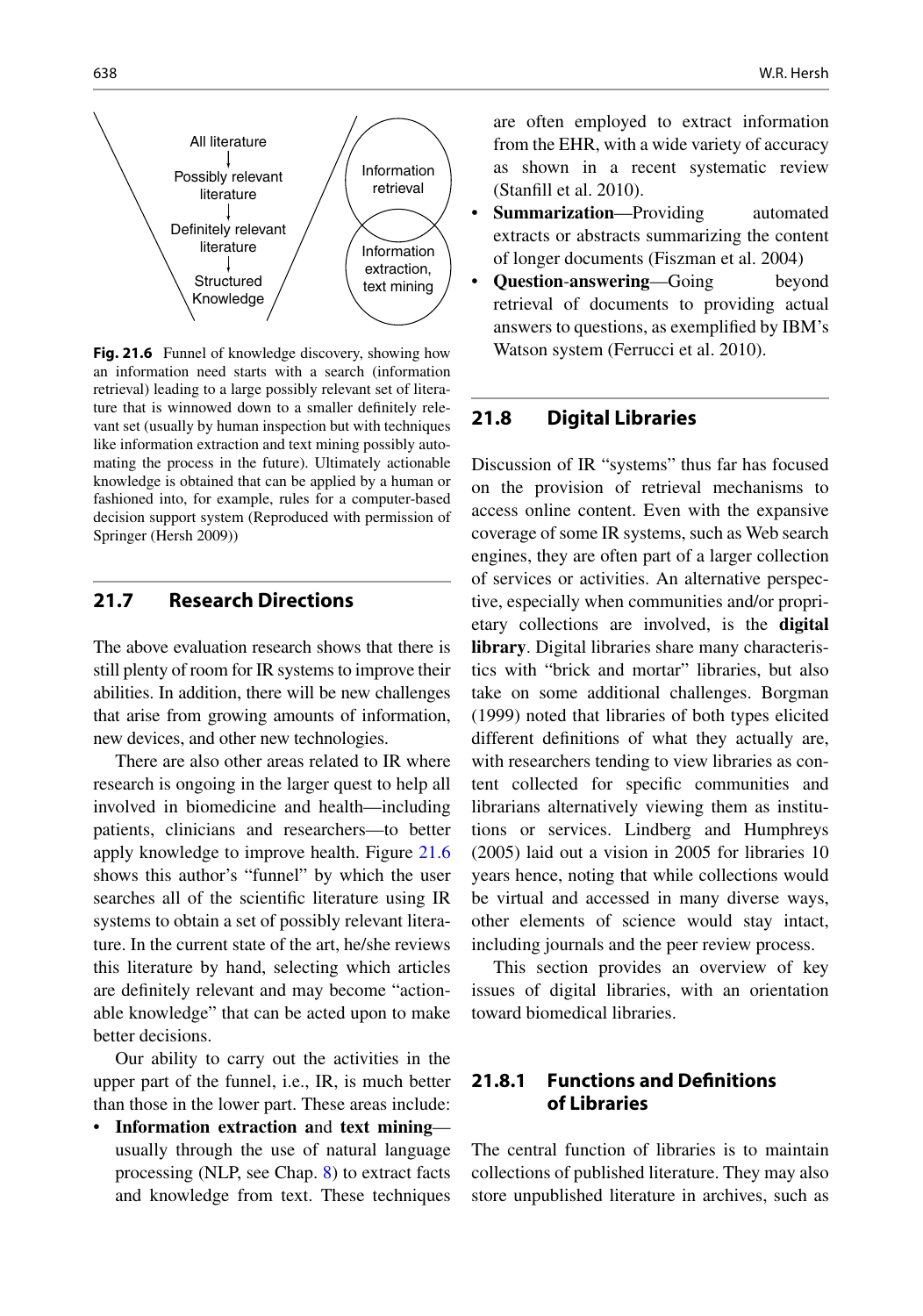All literature

Possibly relevant literature

Definitely relevant literature

Structured Knowledge

Information retrieval

Information extraction, text mining

**Fig. 21.6** Funnel of knowledge discovery, showing how an information need starts with a search (information retrieval) leading to a large possibly relevant set of literature that is winnowed down to a smaller definitely relevant set (usually by human inspection but with techniques like information extraction and text mining possibly automating the process in the future). Ultimately actionable knowledge is obtained that can be applied by a human or fashioned into, for example, rules for a computer-based decision support system (Reproduced with permission of Springer (Hersh 2009))

## 21.7 Research Directions

The above evaluation research shows that there is still plenty of room for IR systems to improve their abilities. In addition, there will be new challenges that arise from growing amounts of information, new devices, and other new technologies.

There are also other areas related to IR where research is ongoing in the larger quest to help all involved in biomedicine and health—including patients, clinicians and researchers—to better apply knowledge to improve health. Figure 21.6 shows this author's "funnel" by which the user searches all of the scientific literature using IR systems to obtain a set of possibly relevant literature. In the current state of the art, he/she reviews this literature by hand, selecting which articles are definitely relevant and may become "actionable knowledge" that can be acted upon to make better decisions.

Our ability to carry out the activities in the upper part of the funnel, i.e., IR, is much better than those in the lower part. These areas include:

- **Information extraction** and **text mining**—usually through the use of natural language processing (NLP, see Chap. 8) to extract facts and knowledge from text. These techniques are often employed to extract information from the EHR, with a wide variety of accuracy as shown in a recent systematic review (Stanfill et al. 2010).
- **Summarization**—Providing automated extracts or abstracts summarizing the content of longer documents (Fiszman et al. 2004)
- **Question-answering**—Going beyond retrieval of documents to providing actual answers to questions, as exemplified by IBM's Watson system (Ferrucci et al. 2010).

## 21.8 Digital Libraries

Discussion of IR "systems" thus far has focused on the provision of retrieval mechanisms to access online content. Even with the expansive coverage of some IR systems, such as Web search engines, they are often part of a larger collection of services or activities. An alternative perspective, especially when communities and/or proprietary collections are involved, is the **digital library**. Digital libraries share many characteristics with "brick and mortar" libraries, but also take on some additional challenges. Borgman (1999) noted that libraries of both types elicited different definitions of what they actually are, with researchers tending to view libraries as content collected for specific communities and librarians alternatively viewing them as institutions or services. Lindberg and Humphreys (2005) laid out a vision in 2005 for libraries 10 years hence, noting that while collections would be virtual and accessed in many diverse ways, other elements of science would stay intact, including journals and the peer review process.

This section provides an overview of key issues of digital libraries, with an orientation toward biomedical libraries.

### 21.8.1 Functions and Definitions of Libraries

The central function of libraries is to maintain collections of published literature. They may also store unpublished literature in archives, such as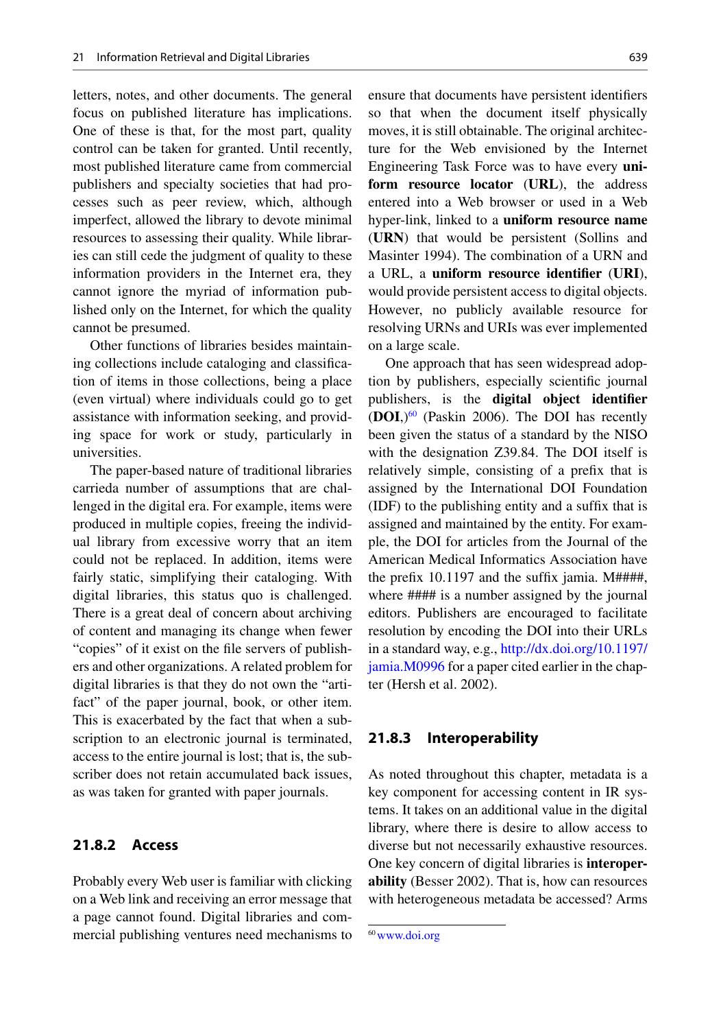letters, notes, and other documents. The general focus on published literature has implications. One of these is that, for the most part, quality control can be taken for granted. Until recently, most published literature came from commercial publishers and specialty societies that had processes such as peer review, which, although imperfect, allowed the library to devote minimal resources to assessing their quality. While libraries can still cede the judgment of quality to these information providers in the Internet era, they cannot ignore the myriad of information published only on the Internet, for which the quality cannot be presumed.

Other functions of libraries besides maintaining collections include cataloging and classification of items in those collections, being a place (even virtual) where individuals could go to get assistance with information seeking, and providing space for work or study, particularly in universities.

The paper-based nature of traditional libraries carrieda number of assumptions that are challenged in the digital era. For example, items were produced in multiple copies, freeing the individual library from excessive worry that an item could not be replaced. In addition, items were fairly static, simplifying their cataloging. With digital libraries, this status quo is challenged. There is a great deal of concern about archiving of content and managing its change when fewer "copies" of it exist on the file servers of publishers and other organizations. A related problem for digital libraries is that they do not own the "artifact" of the paper journal, book, or other item. This is exacerbated by the fact that when a subscription to an electronic journal is terminated, access to the entire journal is lost; that is, the subscriber does not retain accumulated back issues, as was taken for granted with paper journals.

### 21.8.2 Access

Probably every Web user is familiar with clicking on a Web link and receiving an error message that a page cannot found. Digital libraries and commercial publishing ventures need mechanisms to ensure that documents have persistent identifiers so that when the document itself physically moves, it is still obtainable. The original architecture for the Web envisioned by the Internet Engineering Task Force was to have every **uniform resource locator** (**URL**), the address entered into a Web browser or used in a Web hyper-link, linked to a **uniform resource name** (**URN**) that would be persistent (Sollins and Masinter 1994). The combination of a URN and a URL, a **uniform resource identifier** (**URI**), would provide persistent access to digital objects. However, no publicly available resource for resolving URNs and URIs was ever implemented on a large scale.

One approach that has seen widespread adoption by publishers, especially scientific journal publishers, is the **digital object identifier** (**DOI**,)[60] (Paskin 2006). The DOI has recently been given the status of a standard by the NISO with the designation Z39.84. The DOI itself is relatively simple, consisting of a prefix that is assigned by the International DOI Foundation (IDF) to the publishing entity and a suffix that is assigned and maintained by the entity. For example, the DOI for articles from the Journal of the American Medical Informatics Association have the prefix 10.1197 and the suffix jamia. M####, where #### is a number assigned by the journal editors. Publishers are encouraged to facilitate resolution by encoding the DOI into their URLs in a standard way, e.g., http://dx.doi.org/10.1197/jamia.M0996 for a paper cited earlier in the chapter (Hersh et al. 2002).

### 21.8.3 Interoperability

As noted throughout this chapter, metadata is a key component for accessing content in IR systems. It takes on an additional value in the digital library, where there is desire to allow access to diverse but not necessarily exhaustive resources. One key concern of digital libraries is **interoperability** (Besser 2002). That is, how can resources with heterogeneous metadata be accessed? Arms

[60] www.doi.org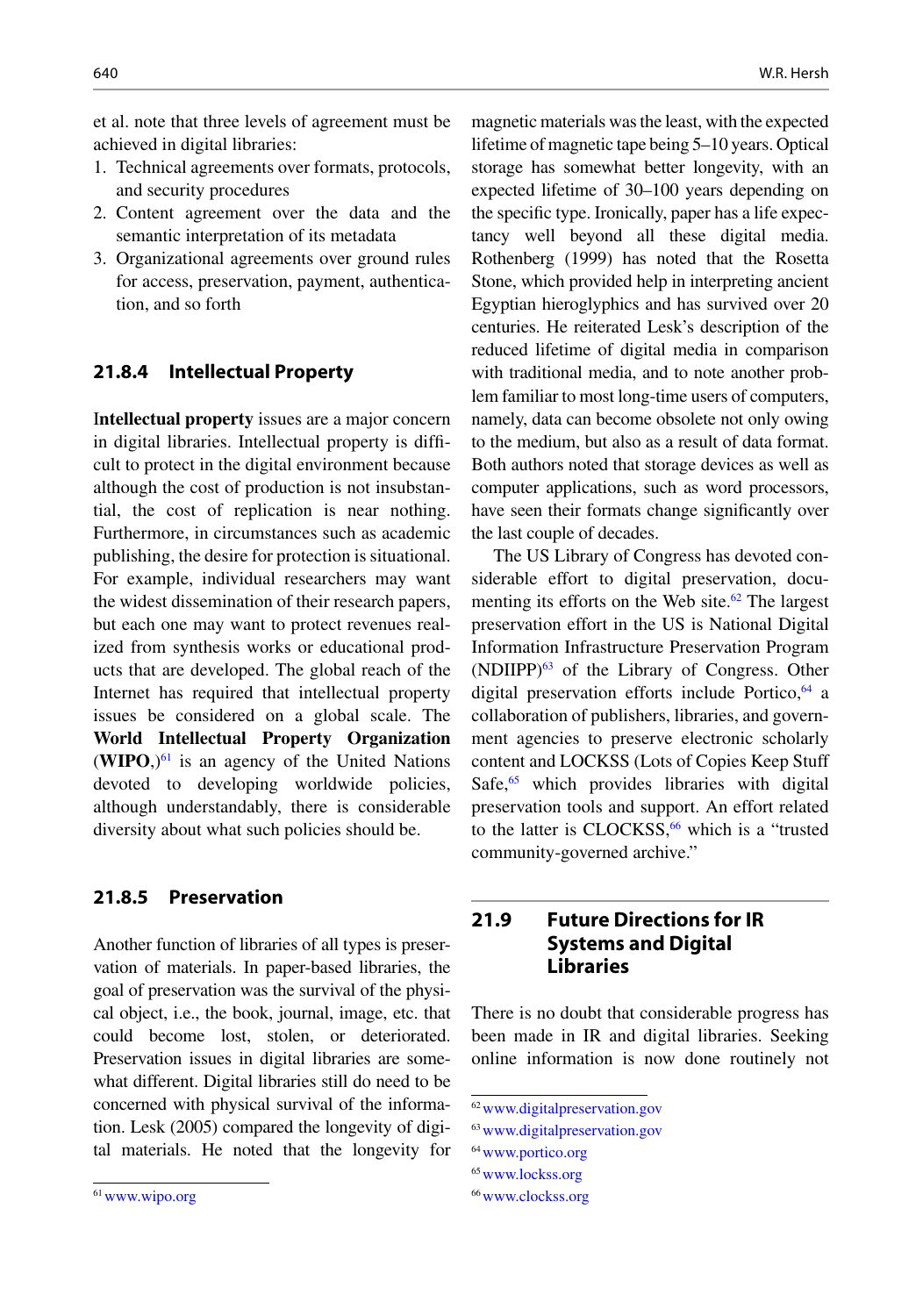et al. note that three levels of agreement must be achieved in digital libraries:

1. Technical agreements over formats, protocols, and security procedures
2. Content agreement over the data and the semantic interpretation of its metadata
3. Organizational agreements over ground rules for access, preservation, payment, authentication, and so forth

### 21.8.4 Intellectual Property

**Intellectual property** issues are a major concern in digital libraries. Intellectual property is difficult to protect in the digital environment because although the cost of production is not insubstantial, the cost of replication is near nothing. Furthermore, in circumstances such as academic publishing, the desire for protection is situational. For example, individual researchers may want the widest dissemination of their research papers, but each one may want to protect revenues realized from synthesis works or educational products that are developed. The global reach of the Internet has required that intellectual property issues be considered on a global scale. The **World Intellectual Property Organization** (**WIPO**,)[61] is an agency of the United Nations devoted to developing worldwide policies, although understandably, there is considerable diversity about what such policies should be.

### 21.8.5 Preservation

Another function of libraries of all types is preservation of materials. In paper-based libraries, the goal of preservation was the survival of the physical object, i.e., the book, journal, image, etc. that could become lost, stolen, or deteriorated. Preservation issues in digital libraries are somewhat different. Digital libraries still do need to be concerned with physical survival of the information. Lesk (2005) compared the longevity of digital materials. He noted that the longevity for magnetic materials was the least, with the expected lifetime of magnetic tape being 5–10 years. Optical storage has somewhat better longevity, with an expected lifetime of 30–100 years depending on the specific type. Ironically, paper has a life expectancy well beyond all these digital media. Rothenberg (1999) has noted that the Rosetta Stone, which provided help in interpreting ancient Egyptian hieroglyphics and has survived over 20 centuries. He reiterated Lesk's description of the reduced lifetime of digital media in comparison with traditional media, and to note another problem familiar to most long-time users of computers, namely, data can become obsolete not only owing to the medium, but also as a result of data format. Both authors noted that storage devices as well as computer applications, such as word processors, have seen their formats change significantly over the last couple of decades.

The US Library of Congress has devoted considerable effort to digital preservation, documenting its efforts on the Web site.[62] The largest preservation effort in the US is National Digital Information Infrastructure Preservation Program (NDIIPP)[63] of the Library of Congress. Other digital preservation efforts include Portico,[64] a collaboration of publishers, libraries, and government agencies to preserve electronic scholarly content and LOCKSS (Lots of Copies Keep Stuff Safe,[65] which provides libraries with digital preservation tools and support. An effort related to the latter is CLOCKSS,[66] which is a "trusted community-governed archive."

## 21.9 Future Directions for IR Systems and Digital Libraries

There is no doubt that considerable progress has been made in IR and digital libraries. Seeking online information is now done routinely not

---

[61] www.wipo.org

[62] www.digitalpreservation.gov

[63] www.digitalpreservation.gov

[64] www.portico.org

[65] www.lockss.org

[66] www.clockss.org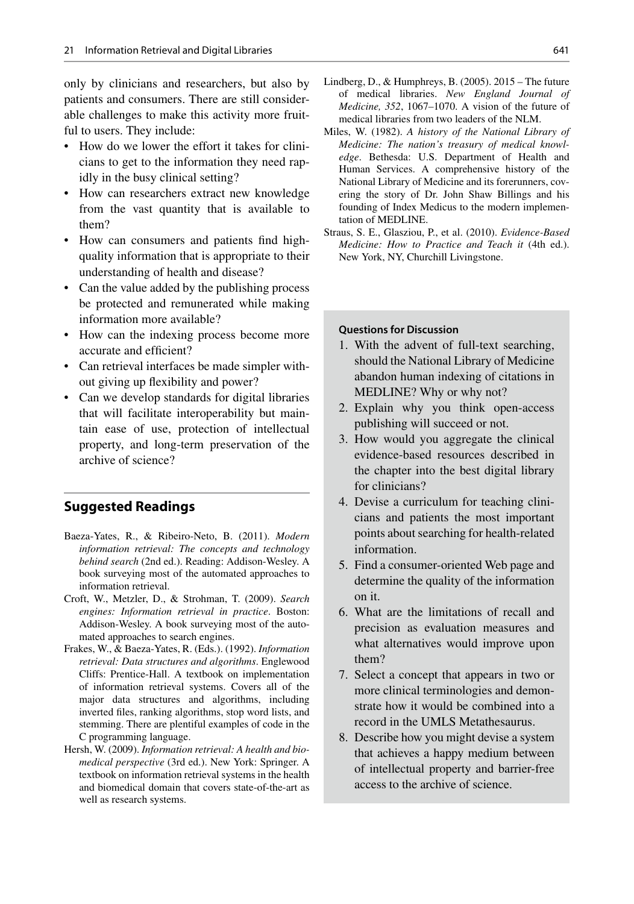only by clinicians and researchers, but also by patients and consumers. There are still considerable challenges to make this activity more fruitful to users. They include:

- How do we lower the effort it takes for clinicians to get to the information they need rapidly in the busy clinical setting?
- How can researchers extract new knowledge from the vast quantity that is available to them?
- How can consumers and patients find high-quality information that is appropriate to their understanding of health and disease?
- Can the value added by the publishing process be protected and remunerated while making information more available?
- How can the indexing process become more accurate and efficient?
- Can retrieval interfaces be made simpler without giving up flexibility and power?
- Can we develop standards for digital libraries that will facilitate interoperability but maintain ease of use, protection of intellectual property, and long-term preservation of the archive of science?

## Suggested Readings

Baeza-Yates, R., & Ribeiro-Neto, B. (2011). *Modern information retrieval: The concepts and technology behind search* (2nd ed.). Reading: Addison-Wesley. A book surveying most of the automated approaches to information retrieval.

Croft, W., Metzler, D., & Strohman, T. (2009). *Search engines: Information retrieval in practice*. Boston: Addison-Wesley. A book surveying most of the automated approaches to search engines.

Frakes, W., & Baeza-Yates, R. (Eds.). (1992). *Information retrieval: Data structures and algorithms*. Englewood Cliffs: Prentice-Hall. A textbook on implementation of information retrieval systems. Covers all of the major data structures and algorithms, including inverted files, ranking algorithms, stop word lists, and stemming. There are plentiful examples of code in the C programming language.

Hersh, W. (2009). *Information retrieval: A health and biomedical perspective* (3rd ed.). New York: Springer. A textbook on information retrieval systems in the health and biomedical domain that covers state-of-the-art as well as research systems.

Lindberg, D., & Humphreys, B. (2005). 2015 – The future of medical libraries. *New England Journal of Medicine, 352*, 1067–1070. A vision of the future of medical libraries from two leaders of the NLM.

Miles, W. (1982). *A history of the National Library of Medicine: The nation's treasury of medical knowledge*. Bethesda: U.S. Department of Health and Human Services. A comprehensive history of the National Library of Medicine and its forerunners, covering the story of Dr. John Shaw Billings and his founding of Index Medicus to the modern implementation of MEDLINE.

Straus, S. E., Glasziou, P., et al. (2010). *Evidence-Based Medicine: How to Practice and Teach it* (4th ed.). New York, NY, Churchill Livingstone.

**Questions for Discussion**

1. With the advent of full-text searching, should the National Library of Medicine abandon human indexing of citations in MEDLINE? Why or why not?
2. Explain why you think open-access publishing will succeed or not.
3. How would you aggregate the clinical evidence-based resources described in the chapter into the best digital library for clinicians?
4. Devise a curriculum for teaching clinicians and patients the most important points about searching for health-related information.
5. Find a consumer-oriented Web page and determine the quality of the information on it.
6. What are the limitations of recall and precision as evaluation measures and what alternatives would improve upon them?
7. Select a concept that appears in two or more clinical terminologies and demonstrate how it would be combined into a record in the UMLS Metathesaurus.
8. Describe how you might devise a system that achieves a happy medium between of intellectual property and barrier-free access to the archive of science.